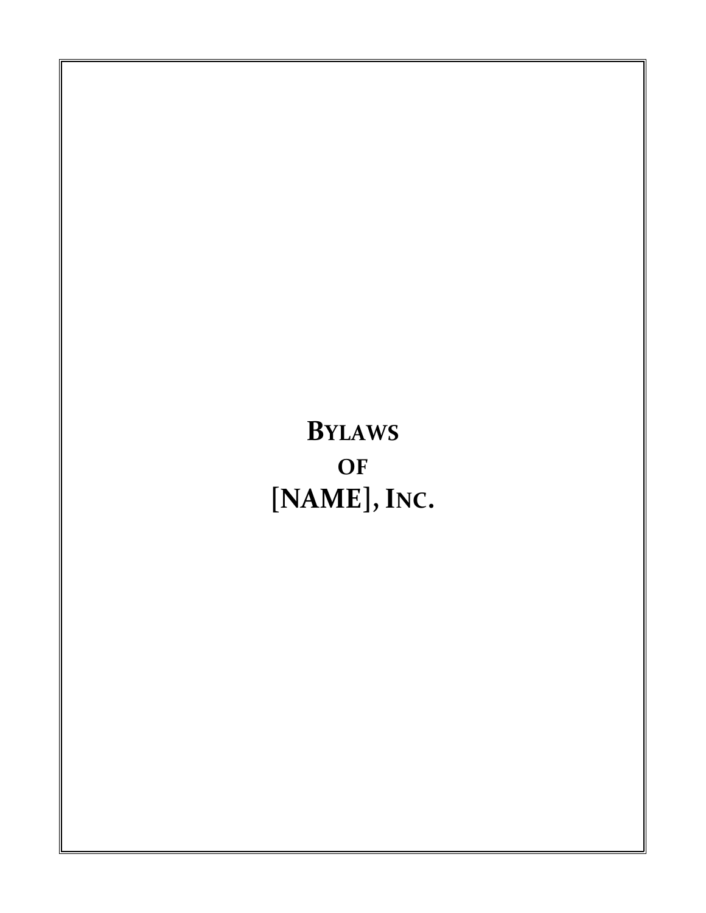# Bylaws

# of

# [NAME], Inc.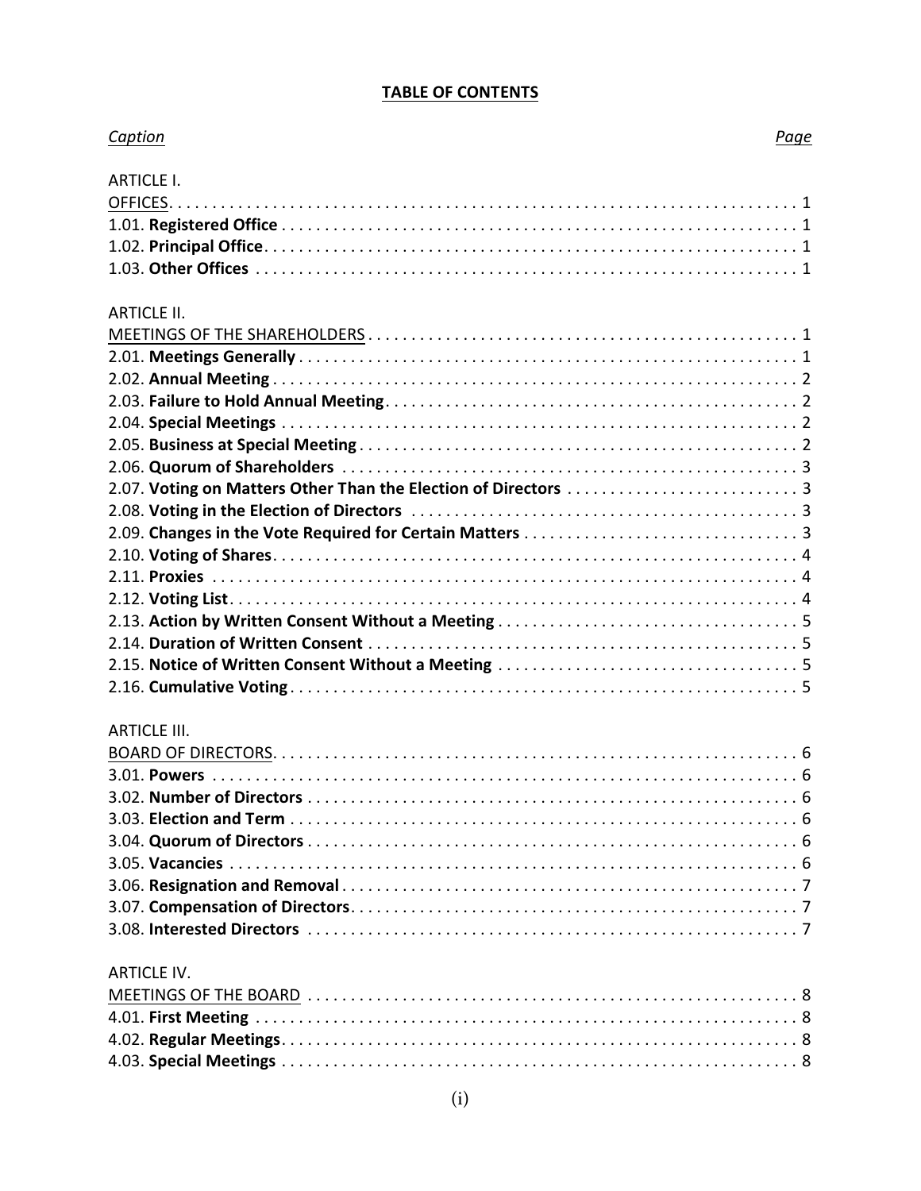**TABLE OF CONTENTS**

| *Caption* | *Page* |
| --- | --- |
| ARTICLE I. | |
| OFFICES | 1 |
| 1.01. **Registered Office** | 1 |
| 1.02. **Principal Office** | 1 |
| 1.03. **Other Offices** | 1 |
| ARTICLE II. | |
| MEETINGS OF THE SHAREHOLDERS | 1 |
| 2.01. **Meetings Generally** | 1 |
| 2.02. **Annual Meeting** | 2 |
| 2.03. **Failure to Hold Annual Meeting** | 2 |
| 2.04. **Special Meetings** | 2 |
| 2.05. **Business at Special Meeting** | 2 |
| 2.06. **Quorum of Shareholders** | 3 |
| 2.07. **Voting on Matters Other Than the Election of Directors** | 3 |
| 2.08. **Voting in the Election of Directors** | 3 |
| 2.09. **Changes in the Vote Required for Certain Matters** | 3 |
| 2.10. **Voting of Shares** | 4 |
| 2.11. **Proxies** | 4 |
| 2.12. **Voting List** | 4 |
| 2.13. **Action by Written Consent Without a Meeting** | 5 |
| 2.14. **Duration of Written Consent** | 5 |
| 2.15. **Notice of Written Consent Without a Meeting** | 5 |
| 2.16. **Cumulative Voting** | 5 |
| ARTICLE III. | |
| BOARD OF DIRECTORS | 6 |
| 3.01. **Powers** | 6 |
| 3.02. **Number of Directors** | 6 |
| 3.03. **Election and Term** | 6 |
| 3.04. **Quorum of Directors** | 6 |
| 3.05. **Vacancies** | 6 |
| 3.06. **Resignation and Removal** | 7 |
| 3.07. **Compensation of Directors** | 7 |
| 3.08. **Interested Directors** | 7 |
| ARTICLE IV. | |
| MEETINGS OF THE BOARD | 8 |
| 4.01. **First Meeting** | 8 |
| 4.02. **Regular Meetings** | 8 |
| 4.03. **Special Meetings** | 8 |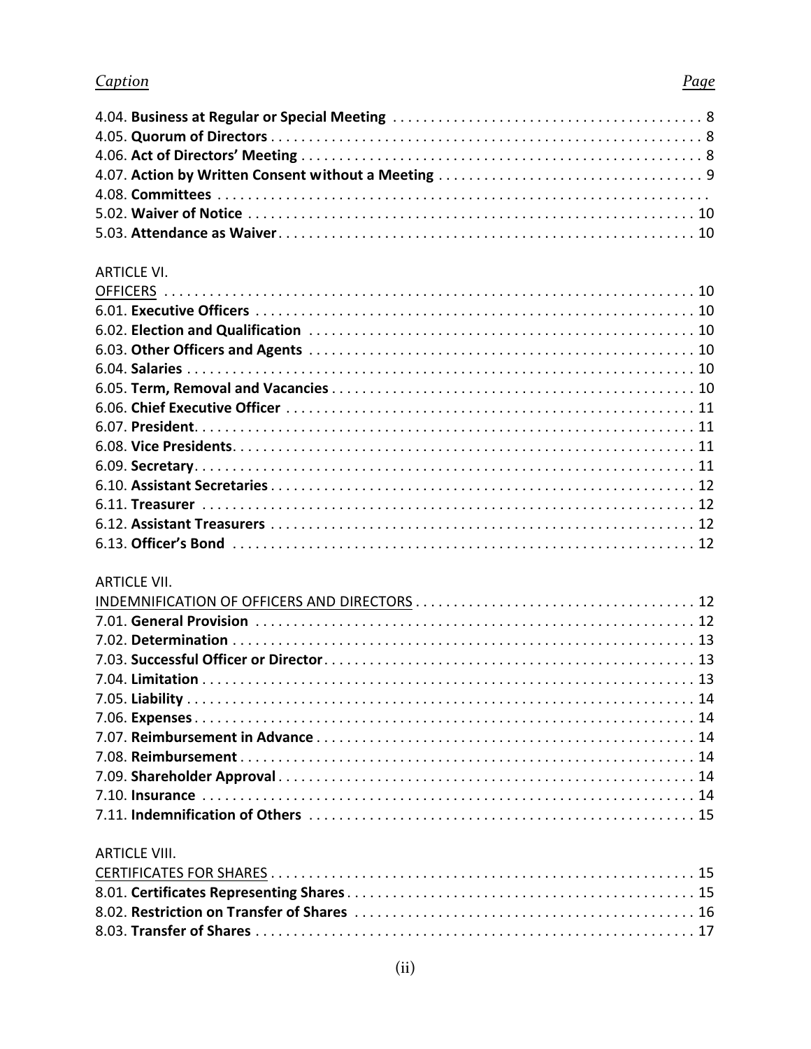| *Caption* | *Page* |
|---|---|
| 4.04. **Business at Regular or Special Meeting** | 8 |
| 4.05. **Quorum of Directors** | 8 |
| 4.06. **Act of Directors' Meeting** | 8 |
| 4.07. **Action by Written Consent without a Meeting** | 9 |
| 4.08. **Committees** | |
| 5.02. **Waiver of Notice** | 10 |
| 5.03. **Attendance as Waiver** | 10 |

ARTICLE VI.

| | |
|---|---|
| OFFICERS | 10 |
| 6.01. **Executive Officers** | 10 |
| 6.02. **Election and Qualification** | 10 |
| 6.03. **Other Officers and Agents** | 10 |
| 6.04. **Salaries** | 10 |
| 6.05. **Term, Removal and Vacancies** | 10 |
| 6.06. **Chief Executive Officer** | 11 |
| 6.07. **President** | 11 |
| 6.08. **Vice Presidents** | 11 |
| 6.09. **Secretary** | 11 |
| 6.10. **Assistant Secretaries** | 12 |
| 6.11. **Treasurer** | 12 |
| 6.12. **Assistant Treasurers** | 12 |
| 6.13. **Officer's Bond** | 12 |

ARTICLE VII.

| | |
|---|---|
| INDEMNIFICATION OF OFFICERS AND DIRECTORS | 12 |
| 7.01. **General Provision** | 12 |
| 7.02. **Determination** | 13 |
| 7.03. **Successful Officer or Director** | 13 |
| 7.04. **Limitation** | 13 |
| 7.05. **Liability** | 14 |
| 7.06. **Expenses** | 14 |
| 7.07. **Reimbursement in Advance** | 14 |
| 7.08. **Reimbursement** | 14 |
| 7.09. **Shareholder Approval** | 14 |
| 7.10. **Insurance** | 14 |
| 7.11. **Indemnification of Others** | 15 |

ARTICLE VIII.

| | |
|---|---|
| CERTIFICATES FOR SHARES | 15 |
| 8.01. **Certificates Representing Shares** | 15 |
| 8.02. **Restriction on Transfer of Shares** | 16 |
| 8.03. **Transfer of Shares** | 17 |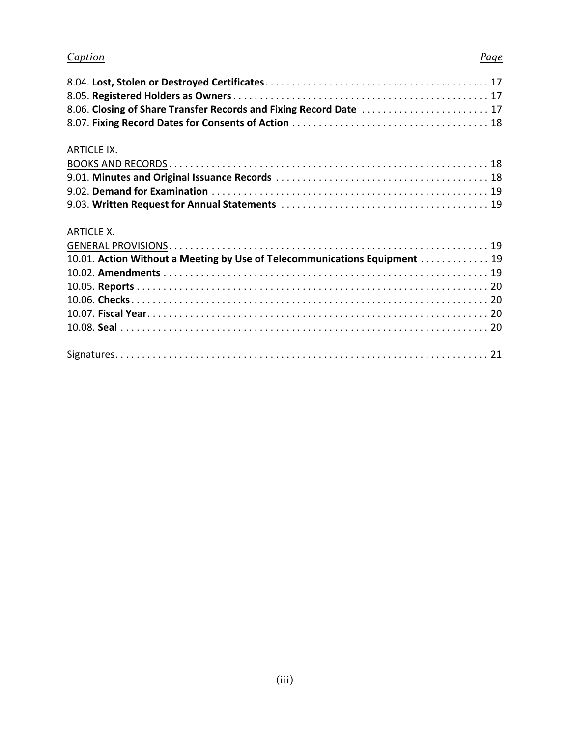| *Caption* | *Page* |
|---|---|
| 8.04. **Lost, Stolen or Destroyed Certificates** | 17 |
| 8.05. **Registered Holders as Owners** | 17 |
| 8.06. **Closing of Share Transfer Records and Fixing Record Date** | 17 |
| 8.07. **Fixing Record Dates for Consents of Action** | 18 |
| ARTICLE IX. | |
| BOOKS AND RECORDS | 18 |
| 9.01. **Minutes and Original Issuance Records** | 18 |
| 9.02. **Demand for Examination** | 19 |
| 9.03. **Written Request for Annual Statements** | 19 |
| ARTICLE X. | |
| GENERAL PROVISIONS | 19 |
| 10.01. **Action Without a Meeting by Use of Telecommunications Equipment** | 19 |
| 10.02. **Amendments** | 19 |
| 10.05. **Reports** | 20 |
| 10.06. **Checks** | 20 |
| 10.07. **Fiscal Year** | 20 |
| 10.08. **Seal** | 20 |
| Signatures | 21 |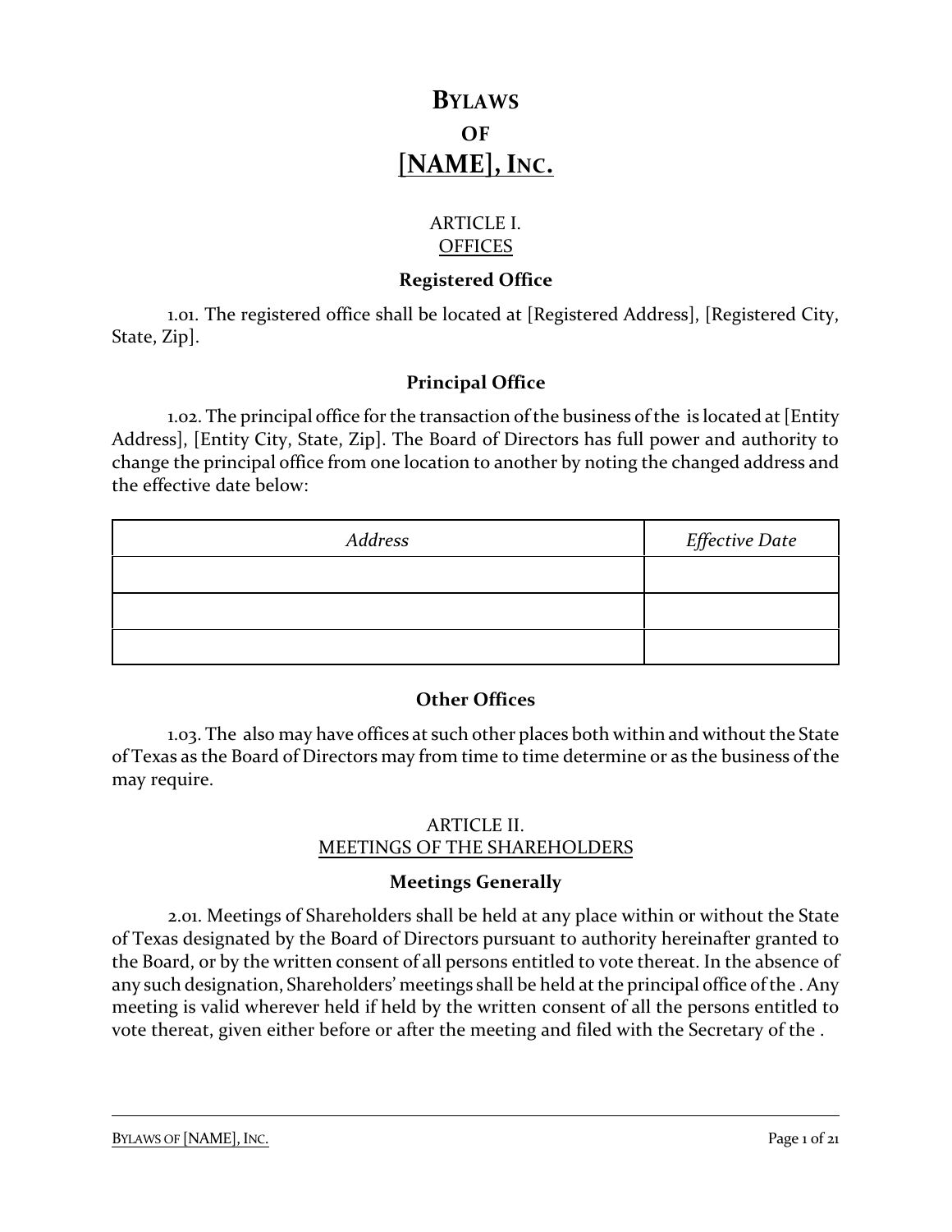# Bylaws
# of
# [NAME], Inc.

## ARTICLE I.
## OFFICES

### Registered Office

1.01. The registered office shall be located at [Registered Address], [Registered City, State, Zip].

### Principal Office

1.02. The principal office for the transaction of the business of the  is located at [Entity Address], [Entity City, State, Zip]. The Board of Directors has full power and authority to change the principal office from one location to another by noting the changed address and the effective date below:

| *Address* | *Effective Date* |
|---|---|
| | |
| | |
| | |

### Other Offices

1.03. The  also may have offices at such other places both within and without the State of Texas as the Board of Directors may from time to time determine or as the business of the  may require.

## ARTICLE II.
## MEETINGS OF THE SHAREHOLDERS

### Meetings Generally

2.01. Meetings of Shareholders shall be held at any place within or without the State of Texas designated by the Board of Directors pursuant to authority hereinafter granted to the Board, or by the written consent of all persons entitled to vote thereat. In the absence of any such designation, Shareholders' meetings shall be held at the principal office of the . Any meeting is valid wherever held if held by the written consent of all the persons entitled to vote thereat, given either before or after the meeting and filed with the Secretary of the .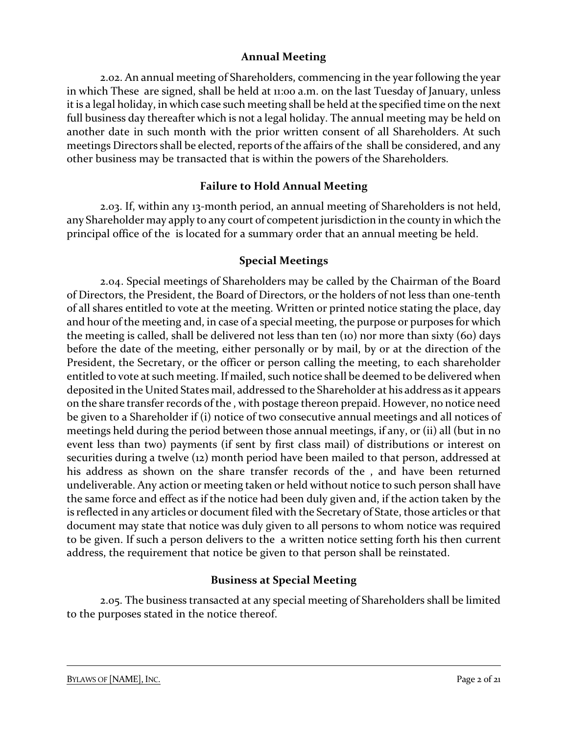## Annual Meeting

2.02. An annual meeting of Shareholders, commencing in the year following the year in which These  are signed, shall be held at 11:00 a.m. on the last Tuesday of January, unless it is a legal holiday, in which case such meeting shall be held at the specified time on the next full business day thereafter which is not a legal holiday. The annual meeting may be held on another date in such month with the prior written consent of all Shareholders. At such meetings Directors shall be elected, reports of the affairs of the  shall be considered, and any other business may be transacted that is within the powers of the Shareholders.

## Failure to Hold Annual Meeting

2.03. If, within any 13-month period, an annual meeting of Shareholders is not held, any Shareholder may apply to any court of competent jurisdiction in the county in which the principal office of the  is located for a summary order that an annual meeting be held.

## Special Meetings

2.04. Special meetings of Shareholders may be called by the Chairman of the Board of Directors, the President, the Board of Directors, or the holders of not less than one-tenth of all shares entitled to vote at the meeting. Written or printed notice stating the place, day and hour of the meeting and, in case of a special meeting, the purpose or purposes for which the meeting is called, shall be delivered not less than ten (10) nor more than sixty (60) days before the date of the meeting, either personally or by mail, by or at the direction of the President, the Secretary, or the officer or person calling the meeting, to each shareholder entitled to vote at such meeting. If mailed, such notice shall be deemed to be delivered when deposited in the United States mail, addressed to the Shareholder at his address as it appears on the share transfer records of the , with postage thereon prepaid. However, no notice need be given to a Shareholder if (i) notice of two consecutive annual meetings and all notices of meetings held during the period between those annual meetings, if any, or (ii) all (but in no event less than two) payments (if sent by first class mail) of distributions or interest on securities during a twelve (12) month period have been mailed to that person, addressed at his address as shown on the share transfer records of the , and have been returned undeliverable. Any action or meeting taken or held without notice to such person shall have the same force and effect as if the notice had been duly given and, if the action taken by the  is reflected in any articles or document filed with the Secretary of State, those articles or that document may state that notice was duly given to all persons to whom notice was required to be given. If such a person delivers to the  a written notice setting forth his then current address, the requirement that notice be given to that person shall be reinstated.

## Business at Special Meeting

2.05. The business transacted at any special meeting of Shareholders shall be limited to the purposes stated in the notice thereof.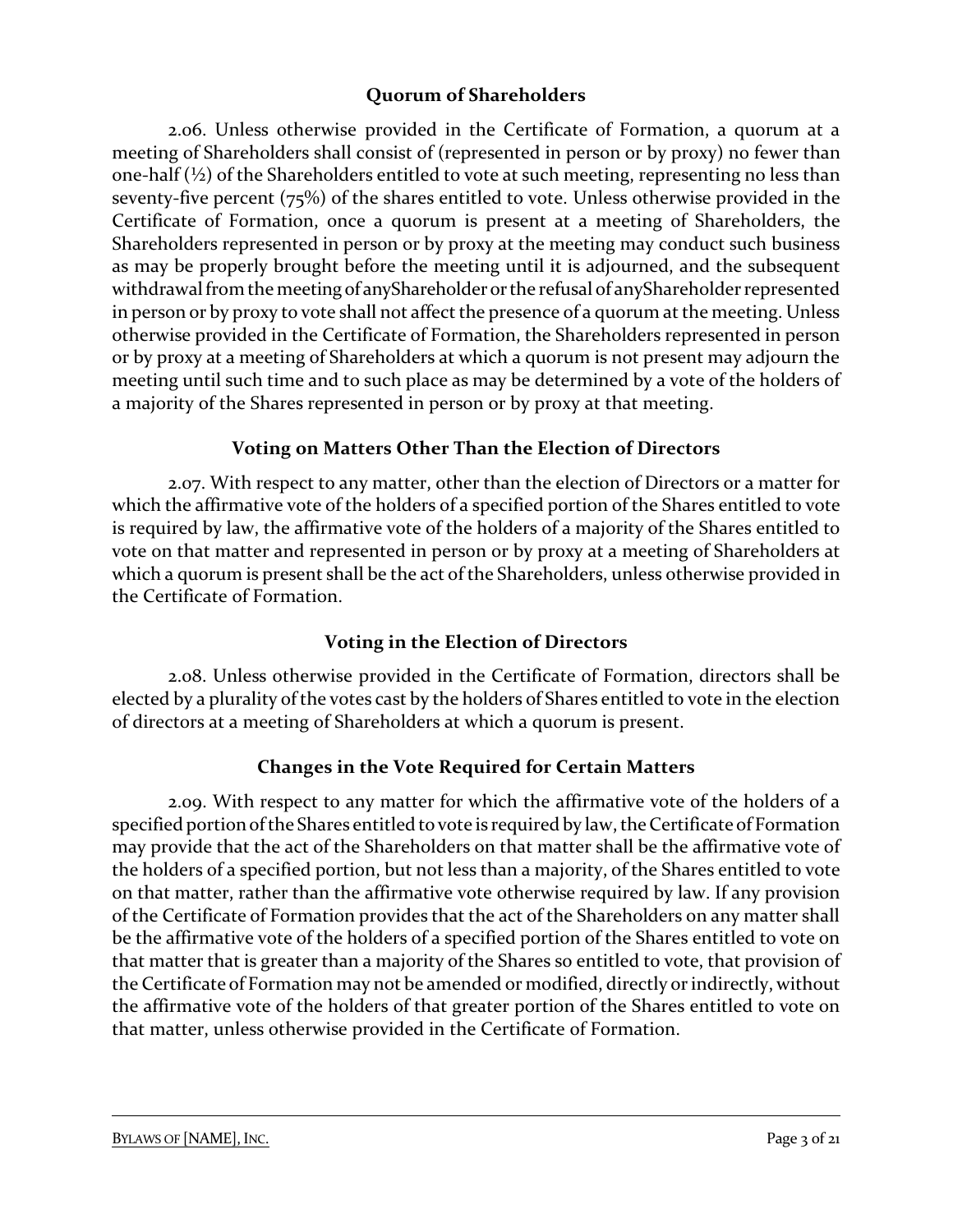### Quorum of Shareholders

2.06. Unless otherwise provided in the Certificate of Formation, a quorum at a meeting of Shareholders shall consist of (represented in person or by proxy) no fewer than one-half (½) of the Shareholders entitled to vote at such meeting, representing no less than seventy-five percent (75%) of the shares entitled to vote. Unless otherwise provided in the Certificate of Formation, once a quorum is present at a meeting of Shareholders, the Shareholders represented in person or by proxy at the meeting may conduct such business as may be properly brought before the meeting until it is adjourned, and the subsequent withdrawal from the meeting of anyShareholder or the refusal of anyShareholder represented in person or by proxy to vote shall not affect the presence of a quorum at the meeting. Unless otherwise provided in the Certificate of Formation, the Shareholders represented in person or by proxy at a meeting of Shareholders at which a quorum is not present may adjourn the meeting until such time and to such place as may be determined by a vote of the holders of a majority of the Shares represented in person or by proxy at that meeting.

### Voting on Matters Other Than the Election of Directors

2.07. With respect to any matter, other than the election of Directors or a matter for which the affirmative vote of the holders of a specified portion of the Shares entitled to vote is required by law, the affirmative vote of the holders of a majority of the Shares entitled to vote on that matter and represented in person or by proxy at a meeting of Shareholders at which a quorum is present shall be the act of the Shareholders, unless otherwise provided in the Certificate of Formation.

### Voting in the Election of Directors

2.08. Unless otherwise provided in the Certificate of Formation, directors shall be elected by a plurality of the votes cast by the holders of Shares entitled to vote in the election of directors at a meeting of Shareholders at which a quorum is present.

### Changes in the Vote Required for Certain Matters

2.09. With respect to any matter for which the affirmative vote of the holders of a specified portion of the Shares entitled to vote is required by law, the Certificate of Formation may provide that the act of the Shareholders on that matter shall be the affirmative vote of the holders of a specified portion, but not less than a majority, of the Shares entitled to vote on that matter, rather than the affirmative vote otherwise required by law. If any provision of the Certificate of Formation provides that the act of the Shareholders on any matter shall be the affirmative vote of the holders of a specified portion of the Shares entitled to vote on that matter that is greater than a majority of the Shares so entitled to vote, that provision of the Certificate of Formation may not be amended or modified, directly or indirectly, without the affirmative vote of the holders of that greater portion of the Shares entitled to vote on that matter, unless otherwise provided in the Certificate of Formation.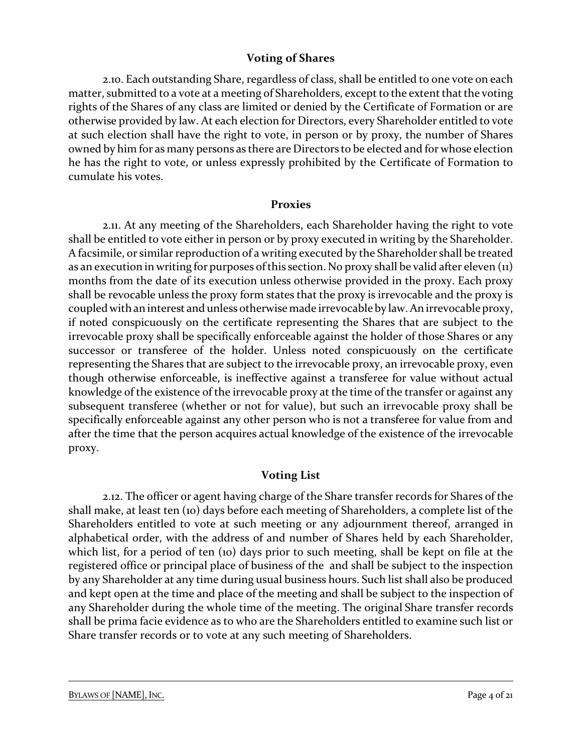### Voting of Shares

2.10. Each outstanding Share, regardless of class, shall be entitled to one vote on each matter, submitted to a vote at a meeting of Shareholders, except to the extent that the voting rights of the Shares of any class are limited or denied by the Certificate of Formation or are otherwise provided by law. At each election for Directors, every Shareholder entitled to vote at such election shall have the right to vote, in person or by proxy, the number of Shares owned by him for as many persons as there are Directors to be elected and for whose election he has the right to vote, or unless expressly prohibited by the Certificate of Formation to cumulate his votes.

### Proxies

2.11. At any meeting of the Shareholders, each Shareholder having the right to vote shall be entitled to vote either in person or by proxy executed in writing by the Shareholder. A facsimile, or similar reproduction of a writing executed by the Shareholder shall be treated as an execution in writing for purposes of this section. No proxy shall be valid after eleven (11) months from the date of its execution unless otherwise provided in the proxy. Each proxy shall be revocable unless the proxy form states that the proxy is irrevocable and the proxy is coupled with an interest and unless otherwise made irrevocable by law. An irrevocable proxy, if noted conspicuously on the certificate representing the Shares that are subject to the irrevocable proxy shall be specifically enforceable against the holder of those Shares or any successor or transferee of the holder. Unless noted conspicuously on the certificate representing the Shares that are subject to the irrevocable proxy, an irrevocable proxy, even though otherwise enforceable, is ineffective against a transferee for value without actual knowledge of the existence of the irrevocable proxy at the time of the transfer or against any subsequent transferee (whether or not for value), but such an irrevocable proxy shall be specifically enforceable against any other person who is not a transferee for value from and after the time that the person acquires actual knowledge of the existence of the irrevocable proxy.

### Voting List

2.12. The officer or agent having charge of the Share transfer records for Shares of the shall make, at least ten (10) days before each meeting of Shareholders, a complete list of the Shareholders entitled to vote at such meeting or any adjournment thereof, arranged in alphabetical order, with the address of and number of Shares held by each Shareholder, which list, for a period of ten (10) days prior to such meeting, shall be kept on file at the registered office or principal place of business of the and shall be subject to the inspection by any Shareholder at any time during usual business hours. Such list shall also be produced and kept open at the time and place of the meeting and shall be subject to the inspection of any Shareholder during the whole time of the meeting. The original Share transfer records shall be prima facie evidence as to who are the Shareholders entitled to examine such list or Share transfer records or to vote at any such meeting of Shareholders.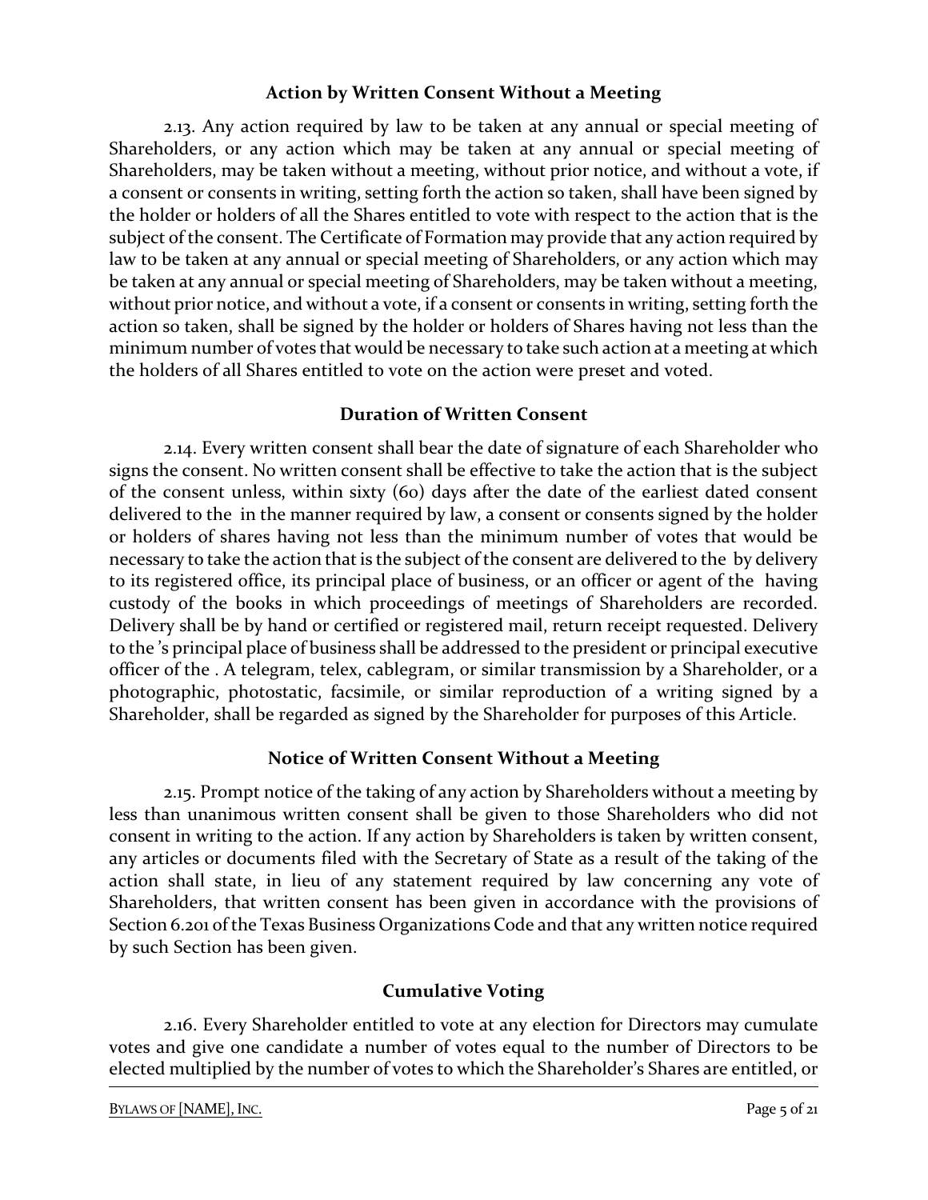### Action by Written Consent Without a Meeting

2.13. Any action required by law to be taken at any annual or special meeting of Shareholders, or any action which may be taken at any annual or special meeting of Shareholders, may be taken without a meeting, without prior notice, and without a vote, if a consent or consents in writing, setting forth the action so taken, shall have been signed by the holder or holders of all the Shares entitled to vote with respect to the action that is the subject of the consent. The Certificate of Formation may provide that any action required by law to be taken at any annual or special meeting of Shareholders, or any action which may be taken at any annual or special meeting of Shareholders, may be taken without a meeting, without prior notice, and without a vote, if a consent or consents in writing, setting forth the action so taken, shall be signed by the holder or holders of Shares having not less than the minimum number of votes that would be necessary to take such action at a meeting at which the holders of all Shares entitled to vote on the action were preset and voted.

### Duration of Written Consent

2.14. Every written consent shall bear the date of signature of each Shareholder who signs the consent. No written consent shall be effective to take the action that is the subject of the consent unless, within sixty (60) days after the date of the earliest dated consent delivered to the  in the manner required by law, a consent or consents signed by the holder or holders of shares having not less than the minimum number of votes that would be necessary to take the action that is the subject of the consent are delivered to the  by delivery to its registered office, its principal place of business, or an officer or agent of the  having custody of the books in which proceedings of meetings of Shareholders are recorded. Delivery shall be by hand or certified or registered mail, return receipt requested. Delivery to the 's principal place of business shall be addressed to the president or principal executive officer of the . A telegram, telex, cablegram, or similar transmission by a Shareholder, or a photographic, photostatic, facsimile, or similar reproduction of a writing signed by a Shareholder, shall be regarded as signed by the Shareholder for purposes of this Article.

### Notice of Written Consent Without a Meeting

2.15. Prompt notice of the taking of any action by Shareholders without a meeting by less than unanimous written consent shall be given to those Shareholders who did not consent in writing to the action. If any action by Shareholders is taken by written consent, any articles or documents filed with the Secretary of State as a result of the taking of the action shall state, in lieu of any statement required by law concerning any vote of Shareholders, that written consent has been given in accordance with the provisions of Section 6.201 of the Texas Business Organizations Code and that any written notice required by such Section has been given.

### Cumulative Voting

2.16. Every Shareholder entitled to vote at any election for Directors may cumulate votes and give one candidate a number of votes equal to the number of Directors to be elected multiplied by the number of votes to which the Shareholder's Shares are entitled, or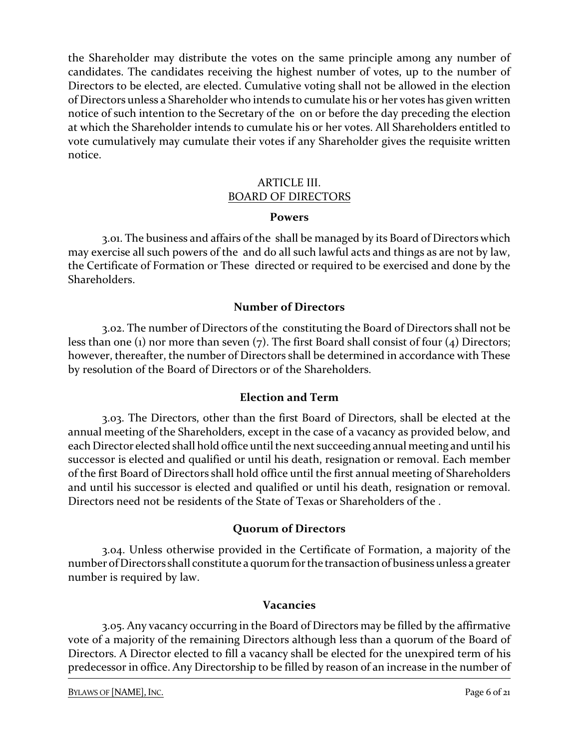the Shareholder may distribute the votes on the same principle among any number of candidates. The candidates receiving the highest number of votes, up to the number of Directors to be elected, are elected. Cumulative voting shall not be allowed in the election of Directors unless a Shareholder who intends to cumulate his or her votes has given written notice of such intention to the Secretary of the  on or before the day preceding the election at which the Shareholder intends to cumulate his or her votes. All Shareholders entitled to vote cumulatively may cumulate their votes if any Shareholder gives the requisite written notice.

## ARTICLE III.
## BOARD OF DIRECTORS

### Powers

3.01. The business and affairs of the  shall be managed by its Board of Directors which may exercise all such powers of the  and do all such lawful acts and things as are not by law, the Certificate of Formation or These  directed or required to be exercised and done by the Shareholders.

### Number of Directors

3.02. The number of Directors of the  constituting the Board of Directors shall not be less than one (1) nor more than seven (7). The first Board shall consist of four (4) Directors; however, thereafter, the number of Directors shall be determined in accordance with These by resolution of the Board of Directors or of the Shareholders.

### Election and Term

3.03. The Directors, other than the first Board of Directors, shall be elected at the annual meeting of the Shareholders, except in the case of a vacancy as provided below, and each Director elected shall hold office until the next succeeding annual meeting and until his successor is elected and qualified or until his death, resignation or removal. Each member of the first Board of Directors shall hold office until the first annual meeting of Shareholders and until his successor is elected and qualified or until his death, resignation or removal. Directors need not be residents of the State of Texas or Shareholders of the .

### Quorum of Directors

3.04. Unless otherwise provided in the Certificate of Formation, a majority of the number of Directors shall constitute a quorum for the transaction of business unless a greater number is required by law.

### Vacancies

3.05. Any vacancy occurring in the Board of Directors may be filled by the affirmative vote of a majority of the remaining Directors although less than a quorum of the Board of Directors. A Director elected to fill a vacancy shall be elected for the unexpired term of his predecessor in office. Any Directorship to be filled by reason of an increase in the number of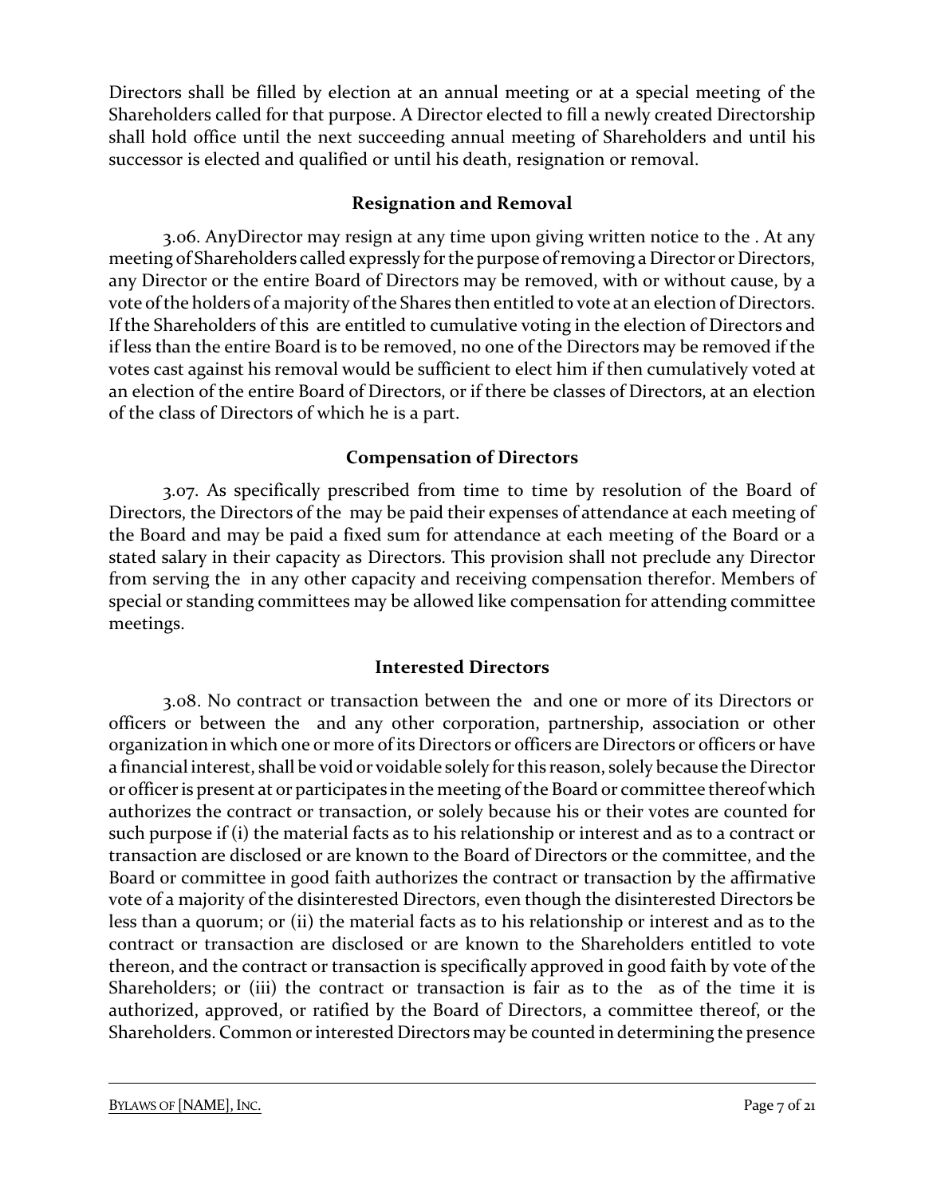Directors shall be filled by election at an annual meeting or at a special meeting of the Shareholders called for that purpose. A Director elected to fill a newly created Directorship shall hold office until the next succeeding annual meeting of Shareholders and until his successor is elected and qualified or until his death, resignation or removal.

### Resignation and Removal

3.06. AnyDirector may resign at any time upon giving written notice to the . At any meeting of Shareholders called expressly for the purpose of removing a Director or Directors, any Director or the entire Board of Directors may be removed, with or without cause, by a vote of the holders of a majority of the Shares then entitled to vote at an election of Directors. If the Shareholders of this are entitled to cumulative voting in the election of Directors and if less than the entire Board is to be removed, no one of the Directors may be removed if the votes cast against his removal would be sufficient to elect him if then cumulatively voted at an election of the entire Board of Directors, or if there be classes of Directors, at an election of the class of Directors of which he is a part.

### Compensation of Directors

3.07. As specifically prescribed from time to time by resolution of the Board of Directors, the Directors of the may be paid their expenses of attendance at each meeting of the Board and may be paid a fixed sum for attendance at each meeting of the Board or a stated salary in their capacity as Directors. This provision shall not preclude any Director from serving the in any other capacity and receiving compensation therefor. Members of special or standing committees may be allowed like compensation for attending committee meetings.

### Interested Directors

3.08. No contract or transaction between the and one or more of its Directors or officers or between the and any other corporation, partnership, association or other organization in which one or more of its Directors or officers are Directors or officers or have a financial interest, shall be void or voidable solely for this reason, solely because the Director or officer is present at or participates in the meeting of the Board or committee thereof which authorizes the contract or transaction, or solely because his or their votes are counted for such purpose if (i) the material facts as to his relationship or interest and as to a contract or transaction are disclosed or are known to the Board of Directors or the committee, and the Board or committee in good faith authorizes the contract or transaction by the affirmative vote of a majority of the disinterested Directors, even though the disinterested Directors be less than a quorum; or (ii) the material facts as to his relationship or interest and as to the contract or transaction are disclosed or are known to the Shareholders entitled to vote thereon, and the contract or transaction is specifically approved in good faith by vote of the Shareholders; or (iii) the contract or transaction is fair as to the as of the time it is authorized, approved, or ratified by the Board of Directors, a committee thereof, or the Shareholders. Common or interested Directors may be counted in determining the presence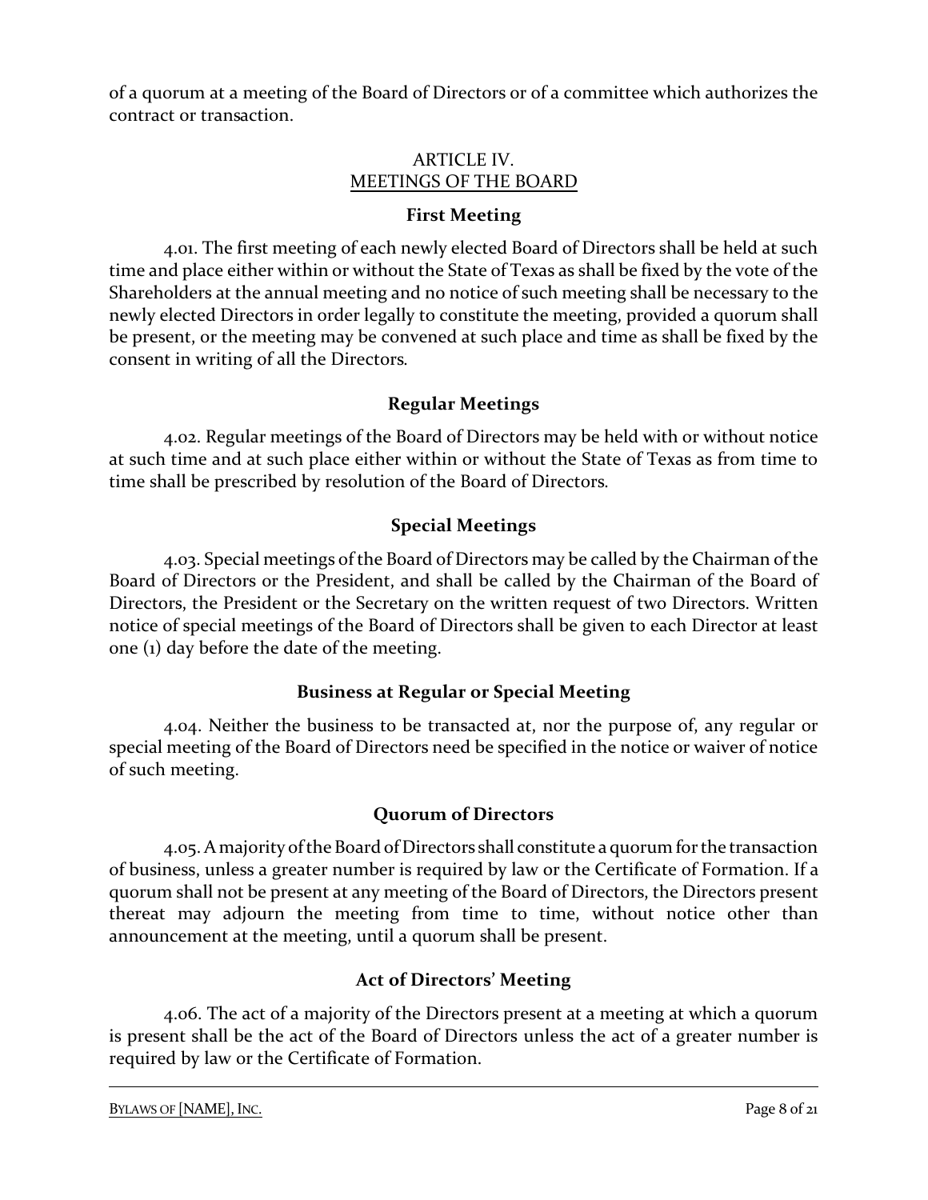of a quorum at a meeting of the Board of Directors or of a committee which authorizes the contract or transaction.

## ARTICLE IV.
## MEETINGS OF THE BOARD

### First Meeting

4.01. The first meeting of each newly elected Board of Directors shall be held at such time and place either within or without the State of Texas as shall be fixed by the vote of the Shareholders at the annual meeting and no notice of such meeting shall be necessary to the newly elected Directors in order legally to constitute the meeting, provided a quorum shall be present, or the meeting may be convened at such place and time as shall be fixed by the consent in writing of all the Directors.

### Regular Meetings

4.02. Regular meetings of the Board of Directors may be held with or without notice at such time and at such place either within or without the State of Texas as from time to time shall be prescribed by resolution of the Board of Directors.

### Special Meetings

4.03. Special meetings of the Board of Directors may be called by the Chairman of the Board of Directors or the President, and shall be called by the Chairman of the Board of Directors, the President or the Secretary on the written request of two Directors. Written notice of special meetings of the Board of Directors shall be given to each Director at least one (1) day before the date of the meeting.

### Business at Regular or Special Meeting

4.04. Neither the business to be transacted at, nor the purpose of, any regular or special meeting of the Board of Directors need be specified in the notice or waiver of notice of such meeting.

### Quorum of Directors

4.05. A majority of the Board of Directors shall constitute a quorum for the transaction of business, unless a greater number is required by law or the Certificate of Formation. If a quorum shall not be present at any meeting of the Board of Directors, the Directors present thereat may adjourn the meeting from time to time, without notice other than announcement at the meeting, until a quorum shall be present.

### Act of Directors' Meeting

4.06. The act of a majority of the Directors present at a meeting at which a quorum is present shall be the act of the Board of Directors unless the act of a greater number is required by law or the Certificate of Formation.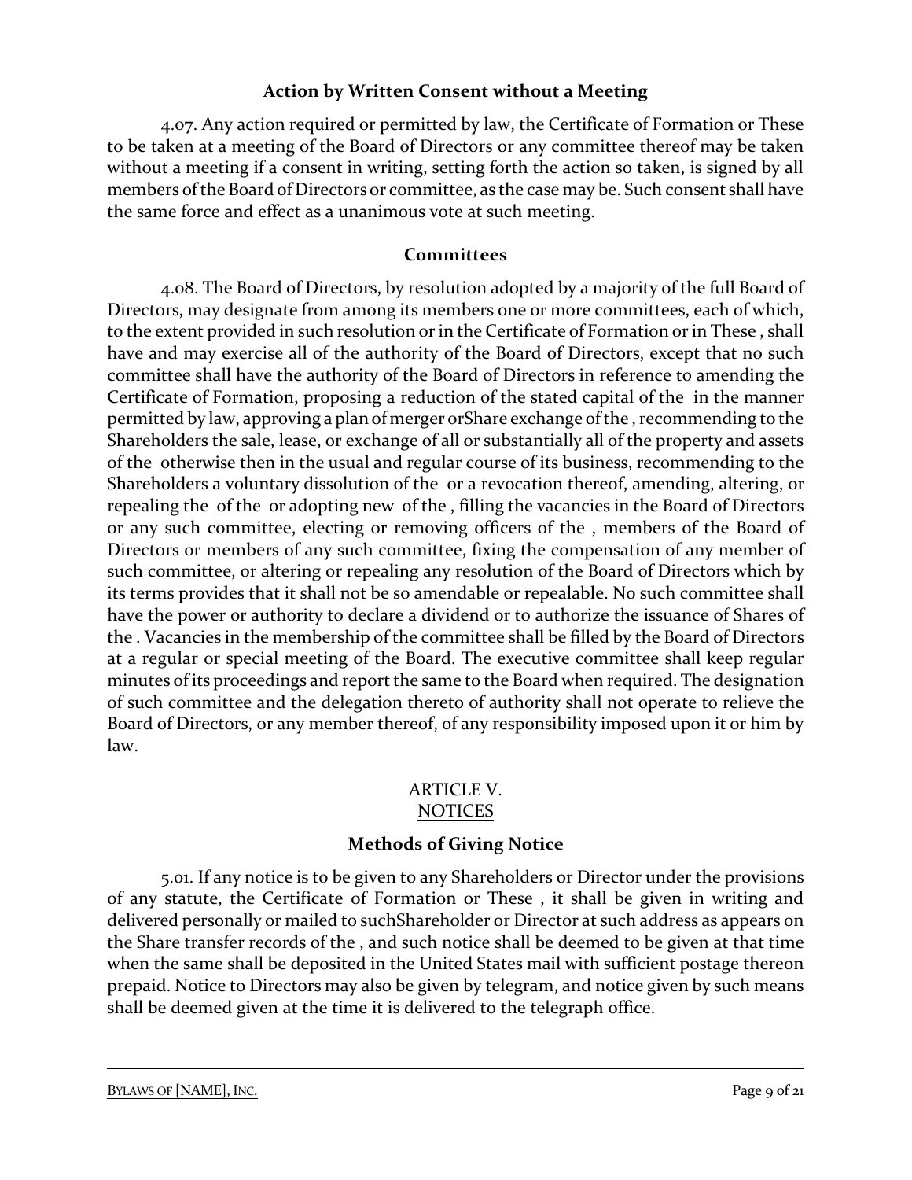### Action by Written Consent without a Meeting

4.07. Any action required or permitted by law, the Certificate of Formation or These to be taken at a meeting of the Board of Directors or any committee thereof may be taken without a meeting if a consent in writing, setting forth the action so taken, is signed by all members of the Board of Directors or committee, as the case may be. Such consent shall have the same force and effect as a unanimous vote at such meeting.

### Committees

4.08. The Board of Directors, by resolution adopted by a majority of the full Board of Directors, may designate from among its members one or more committees, each of which, to the extent provided in such resolution or in the Certificate of Formation or in These , shall have and may exercise all of the authority of the Board of Directors, except that no such committee shall have the authority of the Board of Directors in reference to amending the Certificate of Formation, proposing a reduction of the stated capital of the  in the manner permitted by law, approving a plan of merger orShare exchange of the , recommending to the Shareholders the sale, lease, or exchange of all or substantially all of the property and assets of the  otherwise then in the usual and regular course of its business, recommending to the Shareholders a voluntary dissolution of the  or a revocation thereof, amending, altering, or repealing the  of the  or adopting new  of the , filling the vacancies in the Board of Directors or any such committee, electing or removing officers of the , members of the Board of Directors or members of any such committee, fixing the compensation of any member of such committee, or altering or repealing any resolution of the Board of Directors which by its terms provides that it shall not be so amendable or repealable. No such committee shall have the power or authority to declare a dividend or to authorize the issuance of Shares of the . Vacancies in the membership of the committee shall be filled by the Board of Directors at a regular or special meeting of the Board. The executive committee shall keep regular minutes of its proceedings and report the same to the Board when required. The designation of such committee and the delegation thereto of authority shall not operate to relieve the Board of Directors, or any member thereof, of any responsibility imposed upon it or him by law.

## ARTICLE V.
## NOTICES

### Methods of Giving Notice

5.01. If any notice is to be given to any Shareholders or Director under the provisions of any statute, the Certificate of Formation or These , it shall be given in writing and delivered personally or mailed to suchShareholder or Director at such address as appears on the Share transfer records of the , and such notice shall be deemed to be given at that time when the same shall be deposited in the United States mail with sufficient postage thereon prepaid. Notice to Directors may also be given by telegram, and notice given by such means shall be deemed given at the time it is delivered to the telegraph office.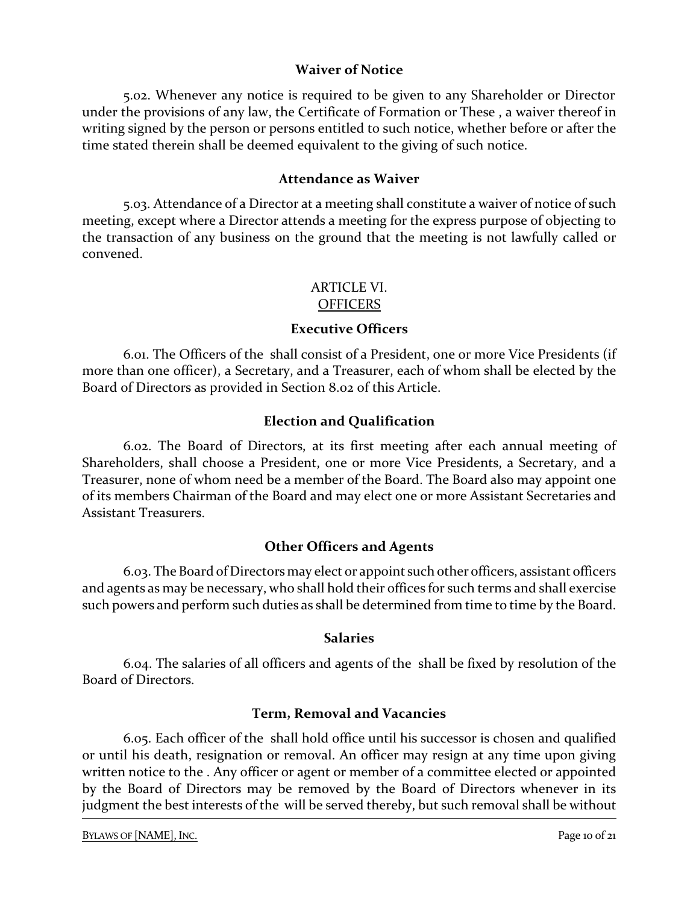### Waiver of Notice

5.02. Whenever any notice is required to be given to any Shareholder or Director under the provisions of any law, the Certificate of Formation or These , a waiver thereof in writing signed by the person or persons entitled to such notice, whether before or after the time stated therein shall be deemed equivalent to the giving of such notice.

### Attendance as Waiver

5.03. Attendance of a Director at a meeting shall constitute a waiver of notice of such meeting, except where a Director attends a meeting for the express purpose of objecting to the transaction of any business on the ground that the meeting is not lawfully called or convened.

## ARTICLE VI.
## OFFICERS

### Executive Officers

6.01. The Officers of the  shall consist of a President, one or more Vice Presidents (if more than one officer), a Secretary, and a Treasurer, each of whom shall be elected by the Board of Directors as provided in Section 8.02 of this Article.

### Election and Qualification

6.02. The Board of Directors, at its first meeting after each annual meeting of Shareholders, shall choose a President, one or more Vice Presidents, a Secretary, and a Treasurer, none of whom need be a member of the Board. The Board also may appoint one of its members Chairman of the Board and may elect one or more Assistant Secretaries and Assistant Treasurers.

### Other Officers and Agents

6.03. The Board of Directors may elect or appoint such other officers, assistant officers and agents as may be necessary, who shall hold their offices for such terms and shall exercise such powers and perform such duties as shall be determined from time to time by the Board.

### Salaries

6.04. The salaries of all officers and agents of the  shall be fixed by resolution of the Board of Directors.

### Term, Removal and Vacancies

6.05. Each officer of the  shall hold office until his successor is chosen and qualified or until his death, resignation or removal. An officer may resign at any time upon giving written notice to the . Any officer or agent or member of a committee elected or appointed by the Board of Directors may be removed by the Board of Directors whenever in its judgment the best interests of the  will be served thereby, but such removal shall be without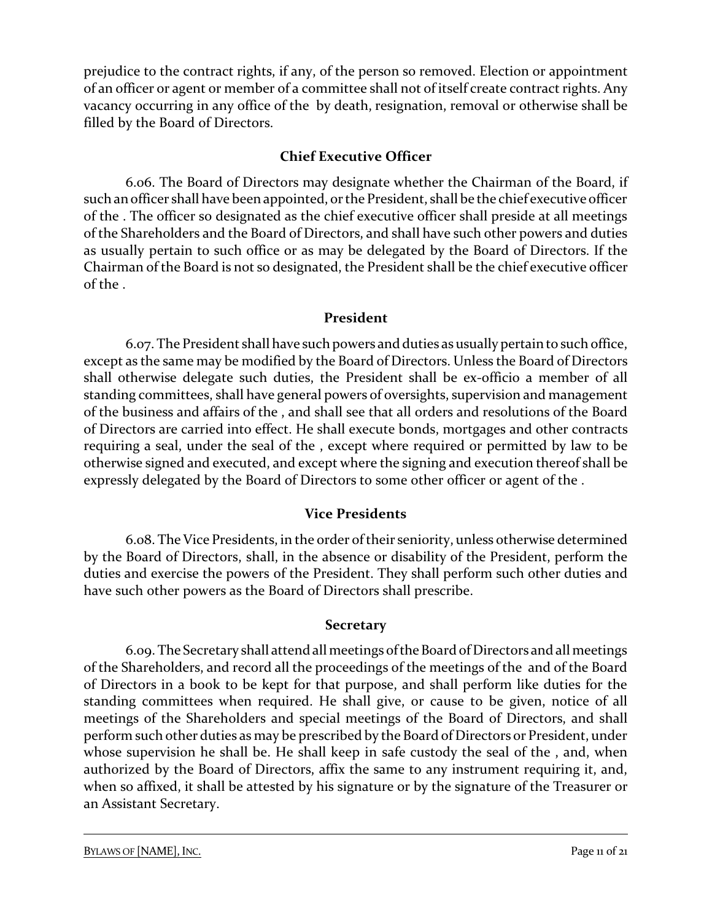prejudice to the contract rights, if any, of the person so removed. Election or appointment of an officer or agent or member of a committee shall not of itself create contract rights. Any vacancy occurring in any office of the  by death, resignation, removal or otherwise shall be filled by the Board of Directors.

### Chief Executive Officer

6.06. The Board of Directors may designate whether the Chairman of the Board, if such an officer shall have been appointed, or the President, shall be the chief executive officer of the . The officer so designated as the chief executive officer shall preside at all meetings of the Shareholders and the Board of Directors, and shall have such other powers and duties as usually pertain to such office or as may be delegated by the Board of Directors. If the Chairman of the Board is not so designated, the President shall be the chief executive officer of the .

### President

6.07. The President shall have such powers and duties as usually pertain to such office, except as the same may be modified by the Board of Directors. Unless the Board of Directors shall otherwise delegate such duties, the President shall be ex-officio a member of all standing committees, shall have general powers of oversights, supervision and management of the business and affairs of the , and shall see that all orders and resolutions of the Board of Directors are carried into effect. He shall execute bonds, mortgages and other contracts requiring a seal, under the seal of the , except where required or permitted by law to be otherwise signed and executed, and except where the signing and execution thereof shall be expressly delegated by the Board of Directors to some other officer or agent of the .

### Vice Presidents

6.08. The Vice Presidents, in the order of their seniority, unless otherwise determined by the Board of Directors, shall, in the absence or disability of the President, perform the duties and exercise the powers of the President. They shall perform such other duties and have such other powers as the Board of Directors shall prescribe.

### Secretary

6.09. The Secretary shall attend all meetings of the Board of Directors and all meetings of the Shareholders, and record all the proceedings of the meetings of the  and of the Board of Directors in a book to be kept for that purpose, and shall perform like duties for the standing committees when required. He shall give, or cause to be given, notice of all meetings of the Shareholders and special meetings of the Board of Directors, and shall perform such other duties as may be prescribed by the Board of Directors or President, under whose supervision he shall be. He shall keep in safe custody the seal of the , and, when authorized by the Board of Directors, affix the same to any instrument requiring it, and, when so affixed, it shall be attested by his signature or by the signature of the Treasurer or an Assistant Secretary.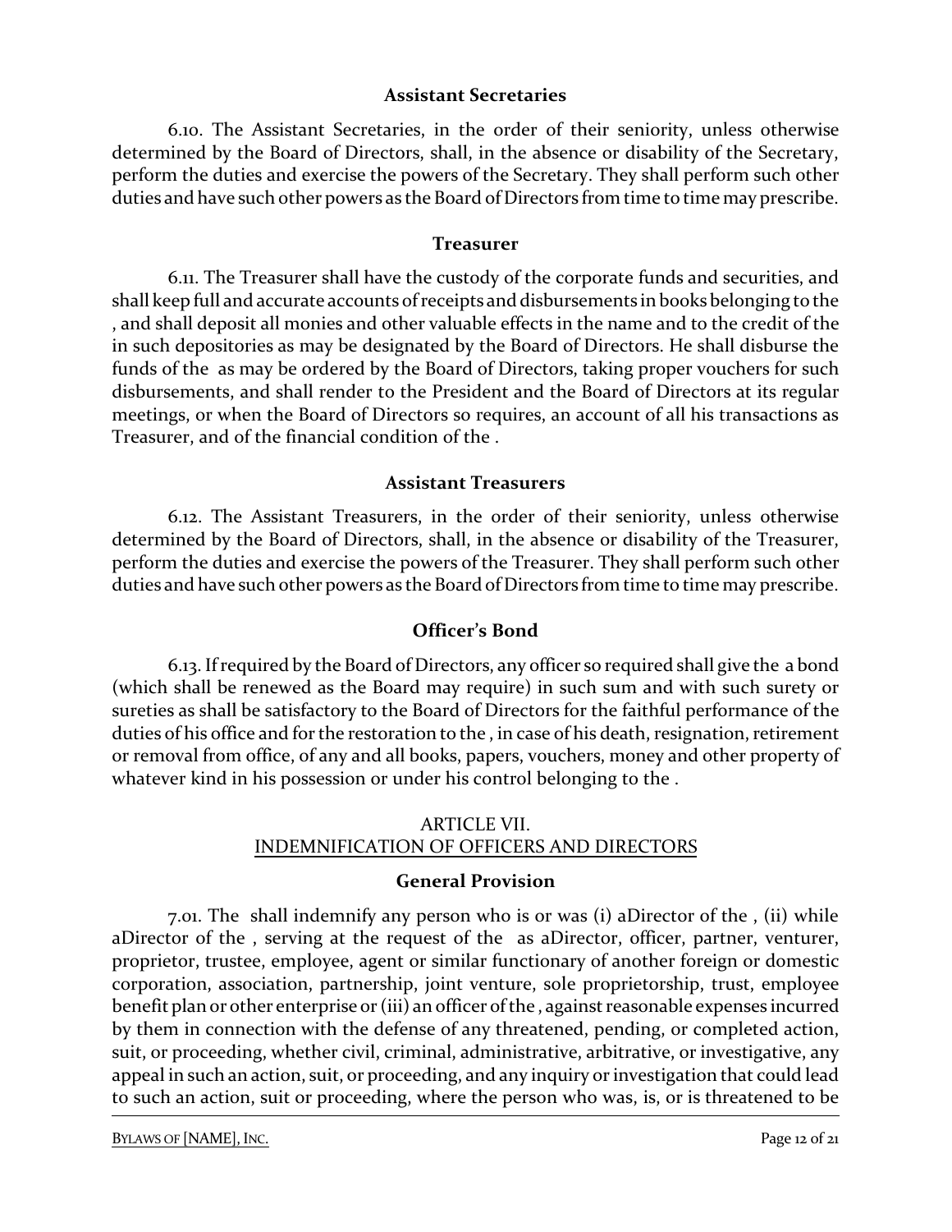### Assistant Secretaries

6.10. The Assistant Secretaries, in the order of their seniority, unless otherwise determined by the Board of Directors, shall, in the absence or disability of the Secretary, perform the duties and exercise the powers of the Secretary. They shall perform such other duties and have such other powers as the Board of Directors from time to time may prescribe.

### Treasurer

6.11. The Treasurer shall have the custody of the corporate funds and securities, and shall keep full and accurate accounts of receipts and disbursements in books belonging to the , and shall deposit all monies and other valuable effects in the name and to the credit of the in such depositories as may be designated by the Board of Directors. He shall disburse the funds of the as may be ordered by the Board of Directors, taking proper vouchers for such disbursements, and shall render to the President and the Board of Directors at its regular meetings, or when the Board of Directors so requires, an account of all his transactions as Treasurer, and of the financial condition of the .

### Assistant Treasurers

6.12. The Assistant Treasurers, in the order of their seniority, unless otherwise determined by the Board of Directors, shall, in the absence or disability of the Treasurer, perform the duties and exercise the powers of the Treasurer. They shall perform such other duties and have such other powers as the Board of Directors from time to time may prescribe.

### Officer's Bond

6.13. If required by the Board of Directors, any officer so required shall give the a bond (which shall be renewed as the Board may require) in such sum and with such surety or sureties as shall be satisfactory to the Board of Directors for the faithful performance of the duties of his office and for the restoration to the , in case of his death, resignation, retirement or removal from office, of any and all books, papers, vouchers, money and other property of whatever kind in his possession or under his control belonging to the .

## ARTICLE VII.
## INDEMNIFICATION OF OFFICERS AND DIRECTORS

### General Provision

7.01. The shall indemnify any person who is or was (i) aDirector of the , (ii) while aDirector of the , serving at the request of the as aDirector, officer, partner, venturer, proprietor, trustee, employee, agent or similar functionary of another foreign or domestic corporation, association, partnership, joint venture, sole proprietorship, trust, employee benefit plan or other enterprise or (iii) an officer of the , against reasonable expenses incurred by them in connection with the defense of any threatened, pending, or completed action, suit, or proceeding, whether civil, criminal, administrative, arbitrative, or investigative, any appeal in such an action, suit, or proceeding, and any inquiry or investigation that could lead to such an action, suit or proceeding, where the person who was, is, or is threatened to be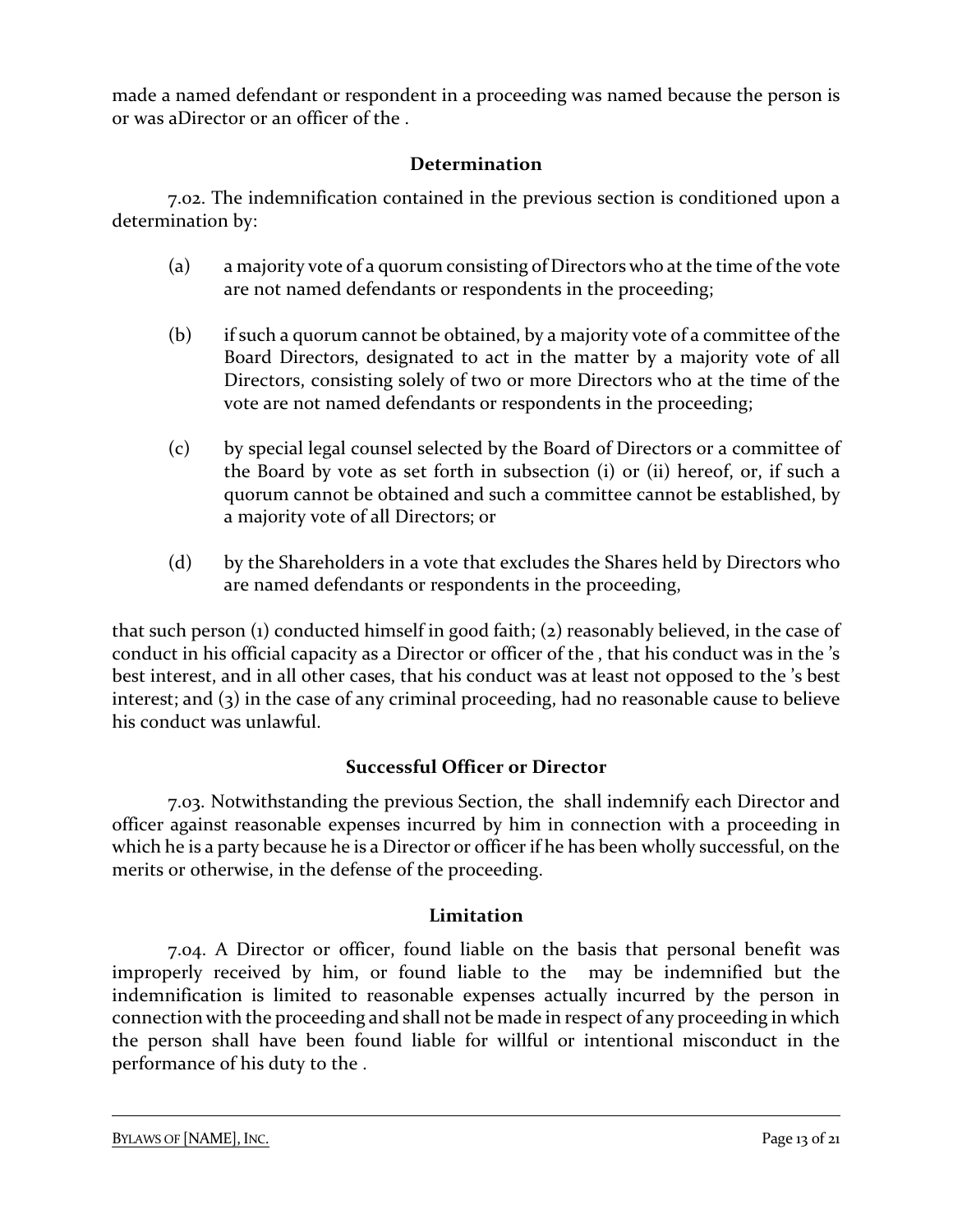made a named defendant or respondent in a proceeding was named because the person is or was aDirector or an officer of the .

## Determination

7.02. The indemnification contained in the previous section is conditioned upon a determination by:

(a) a majority vote of a quorum consisting of Directors who at the time of the vote are not named defendants or respondents in the proceeding;

(b) if such a quorum cannot be obtained, by a majority vote of a committee of the Board Directors, designated to act in the matter by a majority vote of all Directors, consisting solely of two or more Directors who at the time of the vote are not named defendants or respondents in the proceeding;

(c) by special legal counsel selected by the Board of Directors or a committee of the Board by vote as set forth in subsection (i) or (ii) hereof, or, if such a quorum cannot be obtained and such a committee cannot be established, by a majority vote of all Directors; or

(d) by the Shareholders in a vote that excludes the Shares held by Directors who are named defendants or respondents in the proceeding,

that such person (1) conducted himself in good faith; (2) reasonably believed, in the case of conduct in his official capacity as a Director or officer of the , that his conduct was in the 's best interest, and in all other cases, that his conduct was at least not opposed to the 's best interest; and (3) in the case of any criminal proceeding, had no reasonable cause to believe his conduct was unlawful.

## Successful Officer or Director

7.03. Notwithstanding the previous Section, the shall indemnify each Director and officer against reasonable expenses incurred by him in connection with a proceeding in which he is a party because he is a Director or officer if he has been wholly successful, on the merits or otherwise, in the defense of the proceeding.

## Limitation

7.04. A Director or officer, found liable on the basis that personal benefit was improperly received by him, or found liable to the may be indemnified but the indemnification is limited to reasonable expenses actually incurred by the person in connection with the proceeding and shall not be made in respect of any proceeding in which the person shall have been found liable for willful or intentional misconduct in the performance of his duty to the .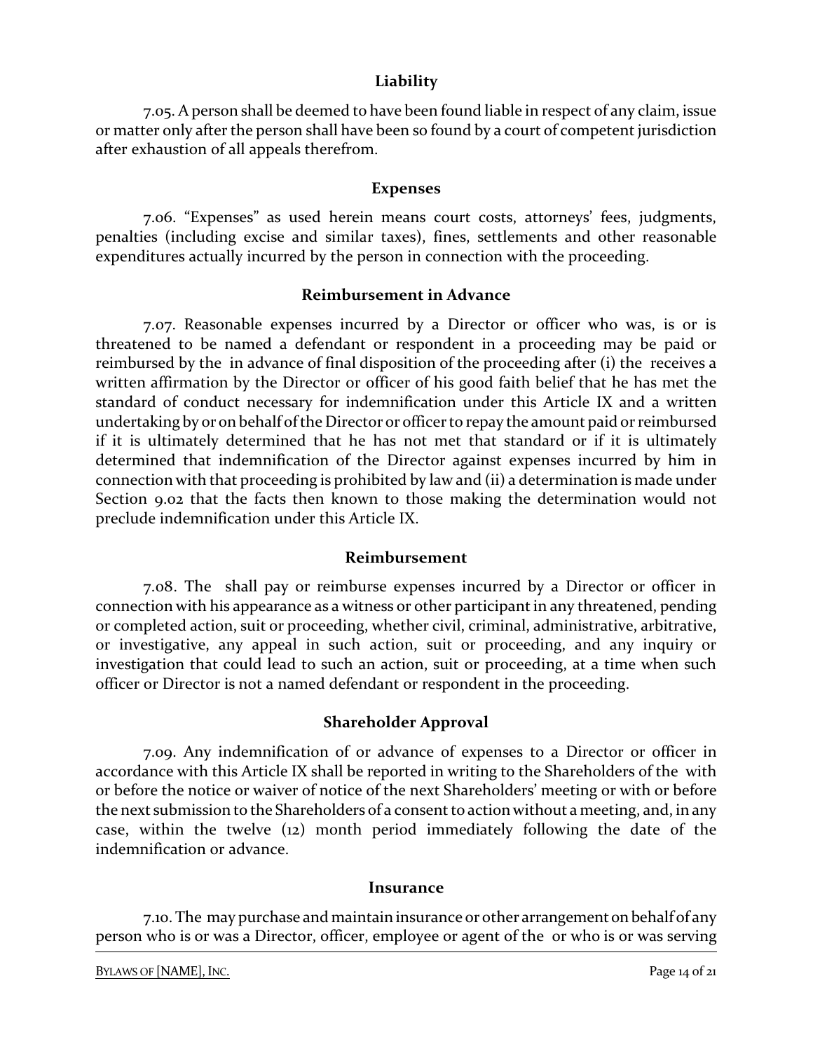### Liability

7.05. A person shall be deemed to have been found liable in respect of any claim, issue or matter only after the person shall have been so found by a court of competent jurisdiction after exhaustion of all appeals therefrom.

### Expenses

7.06. "Expenses" as used herein means court costs, attorneys' fees, judgments, penalties (including excise and similar taxes), fines, settlements and other reasonable expenditures actually incurred by the person in connection with the proceeding.

### Reimbursement in Advance

7.07. Reasonable expenses incurred by a Director or officer who was, is or is threatened to be named a defendant or respondent in a proceeding may be paid or reimbursed by the  in advance of final disposition of the proceeding after (i) the  receives a written affirmation by the Director or officer of his good faith belief that he has met the standard of conduct necessary for indemnification under this Article IX and a written undertaking by or on behalf of the Director or officer to repay the amount paid or reimbursed if it is ultimately determined that he has not met that standard or if it is ultimately determined that indemnification of the Director against expenses incurred by him in connection with that proceeding is prohibited by law and (ii) a determination is made under Section 9.02 that the facts then known to those making the determination would not preclude indemnification under this Article IX.

### Reimbursement

7.08. The  shall pay or reimburse expenses incurred by a Director or officer in connection with his appearance as a witness or other participant in any threatened, pending or completed action, suit or proceeding, whether civil, criminal, administrative, arbitrative, or investigative, any appeal in such action, suit or proceeding, and any inquiry or investigation that could lead to such an action, suit or proceeding, at a time when such officer or Director is not a named defendant or respondent in the proceeding.

### Shareholder Approval

7.09. Any indemnification of or advance of expenses to a Director or officer in accordance with this Article IX shall be reported in writing to the Shareholders of the  with or before the notice or waiver of notice of the next Shareholders' meeting or with or before the next submission to the Shareholders of a consent to action without a meeting, and, in any case, within the twelve (12) month period immediately following the date of the indemnification or advance.

### Insurance

7.10. The  may purchase and maintain insurance or other arrangement on behalf of any person who is or was a Director, officer, employee or agent of the  or who is or was serving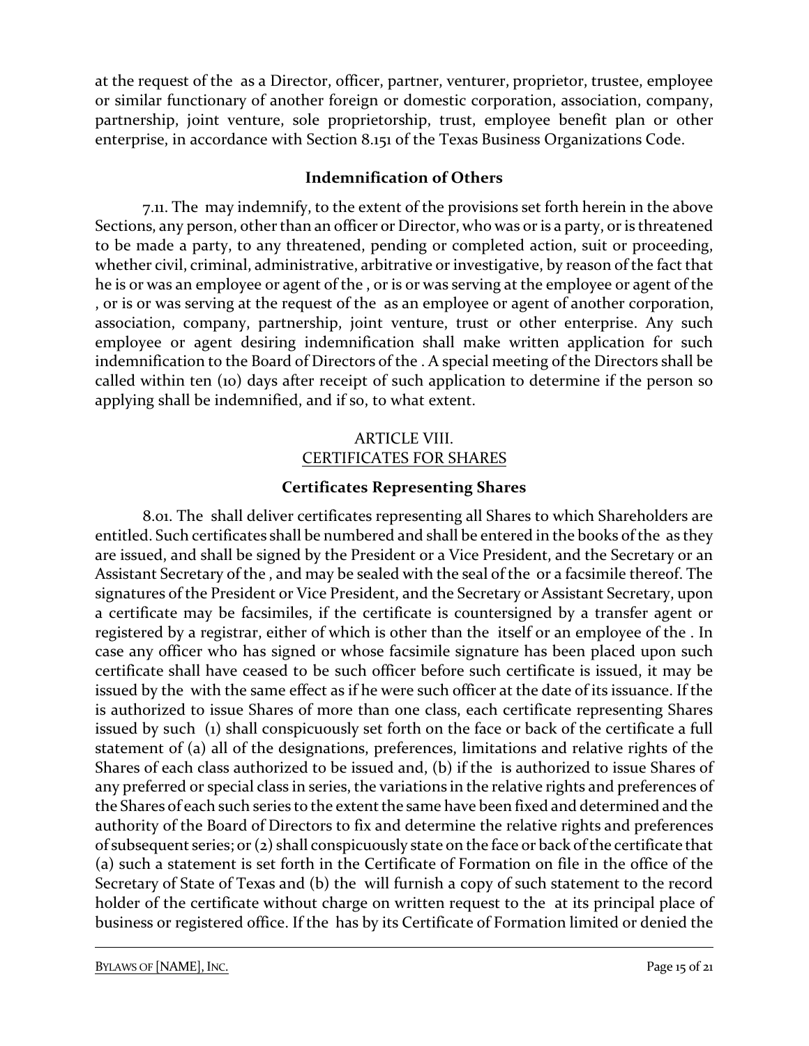at the request of the  as a Director, officer, partner, venturer, proprietor, trustee, employee or similar functionary of another foreign or domestic corporation, association, company, partnership, joint venture, sole proprietorship, trust, employee benefit plan or other enterprise, in accordance with Section 8.151 of the Texas Business Organizations Code.

### Indemnification of Others

7.11. The  may indemnify, to the extent of the provisions set forth herein in the above Sections, any person, other than an officer or Director, who was or is a party, or is threatened to be made a party, to any threatened, pending or completed action, suit or proceeding, whether civil, criminal, administrative, arbitrative or investigative, by reason of the fact that he is or was an employee or agent of the , or is or was serving at the employee or agent of the , or is or was serving at the request of the  as an employee or agent of another corporation, association, company, partnership, joint venture, trust or other enterprise. Any such employee or agent desiring indemnification shall make written application for such indemnification to the Board of Directors of the . A special meeting of the Directors shall be called within ten (10) days after receipt of such application to determine if the person so applying shall be indemnified, and if so, to what extent.

## ARTICLE VIII.
## CERTIFICATES FOR SHARES

### Certificates Representing Shares

8.01. The  shall deliver certificates representing all Shares to which Shareholders are entitled. Such certificates shall be numbered and shall be entered in the books of the  as they are issued, and shall be signed by the President or a Vice President, and the Secretary or an Assistant Secretary of the , and may be sealed with the seal of the  or a facsimile thereof. The signatures of the President or Vice President, and the Secretary or Assistant Secretary, upon a certificate may be facsimiles, if the certificate is countersigned by a transfer agent or registered by a registrar, either of which is other than the  itself or an employee of the . In case any officer who has signed or whose facsimile signature has been placed upon such certificate shall have ceased to be such officer before such certificate is issued, it may be issued by the  with the same effect as if he were such officer at the date of its issuance. If the  is authorized to issue Shares of more than one class, each certificate representing Shares issued by such  (1) shall conspicuously set forth on the face or back of the certificate a full statement of (a) all of the designations, preferences, limitations and relative rights of the Shares of each class authorized to be issued and, (b) if the  is authorized to issue Shares of any preferred or special class in series, the variations in the relative rights and preferences of the Shares of each such series to the extent the same have been fixed and determined and the authority of the Board of Directors to fix and determine the relative rights and preferences of subsequent series; or (2) shall conspicuously state on the face or back of the certificate that (a) such a statement is set forth in the Certificate of Formation on file in the office of the Secretary of State of Texas and (b) the  will furnish a copy of such statement to the record holder of the certificate without charge on written request to the  at its principal place of business or registered office. If the  has by its Certificate of Formation limited or denied the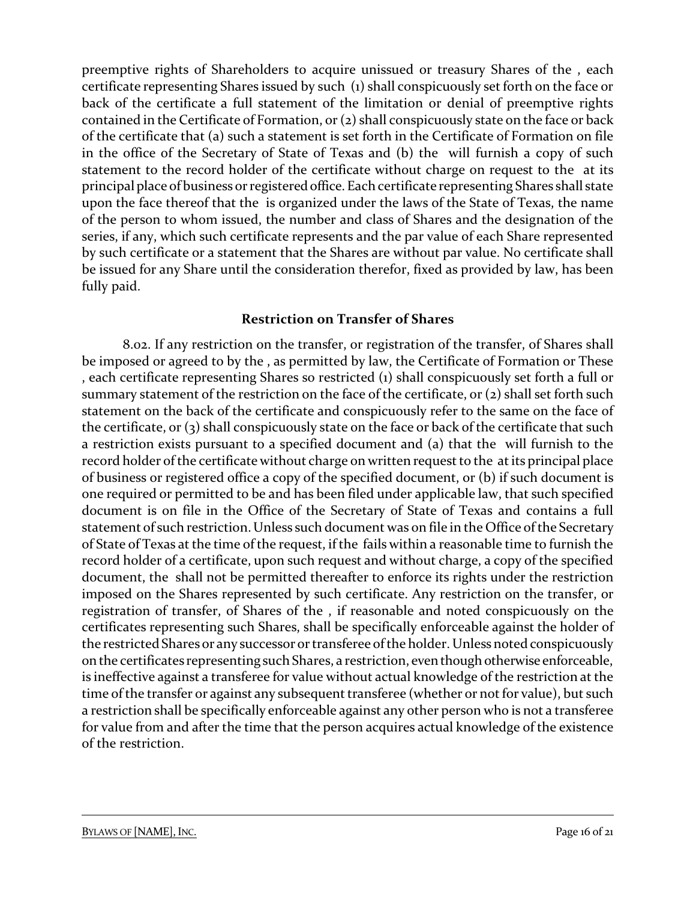preemptive rights of Shareholders to acquire unissued or treasury Shares of the , each certificate representing Shares issued by such (1) shall conspicuously set forth on the face or back of the certificate a full statement of the limitation or denial of preemptive rights contained in the Certificate of Formation, or (2) shall conspicuously state on the face or back of the certificate that (a) such a statement is set forth in the Certificate of Formation on file in the office of the Secretary of State of Texas and (b) the will furnish a copy of such statement to the record holder of the certificate without charge on request to the at its principal place of business or registered office. Each certificate representing Shares shall state upon the face thereof that the is organized under the laws of the State of Texas, the name of the person to whom issued, the number and class of Shares and the designation of the series, if any, which such certificate represents and the par value of each Share represented by such certificate or a statement that the Shares are without par value. No certificate shall be issued for any Share until the consideration therefor, fixed as provided by law, has been fully paid.

### Restriction on Transfer of Shares

8.02. If any restriction on the transfer, or registration of the transfer, of Shares shall be imposed or agreed to by the , as permitted by law, the Certificate of Formation or These , each certificate representing Shares so restricted (1) shall conspicuously set forth a full or summary statement of the restriction on the face of the certificate, or (2) shall set forth such statement on the back of the certificate and conspicuously refer to the same on the face of the certificate, or (3) shall conspicuously state on the face or back of the certificate that such a restriction exists pursuant to a specified document and (a) that the will furnish to the record holder of the certificate without charge on written request to the at its principal place of business or registered office a copy of the specified document, or (b) if such document is one required or permitted to be and has been filed under applicable law, that such specified document is on file in the Office of the Secretary of State of Texas and contains a full statement of such restriction. Unless such document was on file in the Office of the Secretary of State of Texas at the time of the request, if the fails within a reasonable time to furnish the record holder of a certificate, upon such request and without charge, a copy of the specified document, the shall not be permitted thereafter to enforce its rights under the restriction imposed on the Shares represented by such certificate. Any restriction on the transfer, or registration of transfer, of Shares of the , if reasonable and noted conspicuously on the certificates representing such Shares, shall be specifically enforceable against the holder of the restricted Shares or any successor or transferee of the holder. Unless noted conspicuously on the certificates representing such Shares, a restriction, even though otherwise enforceable, is ineffective against a transferee for value without actual knowledge of the restriction at the time of the transfer or against any subsequent transferee (whether or not for value), but such a restriction shall be specifically enforceable against any other person who is not a transferee for value from and after the time that the person acquires actual knowledge of the existence of the restriction.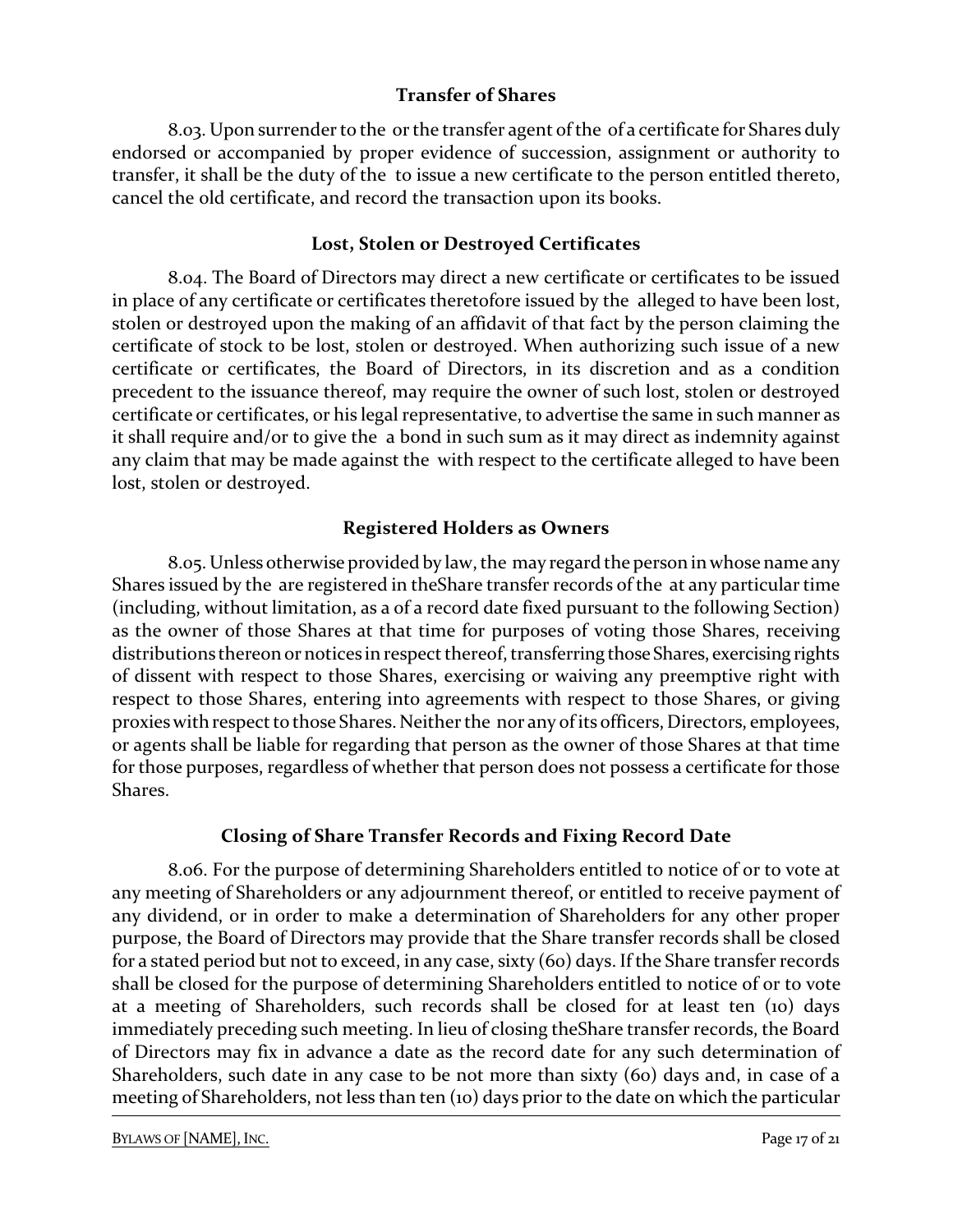## Transfer of Shares

8.03. Upon surrender to the or the transfer agent of the of a certificate for Shares duly endorsed or accompanied by proper evidence of succession, assignment or authority to transfer, it shall be the duty of the to issue a new certificate to the person entitled thereto, cancel the old certificate, and record the transaction upon its books.

## Lost, Stolen or Destroyed Certificates

8.04. The Board of Directors may direct a new certificate or certificates to be issued in place of any certificate or certificates theretofore issued by the alleged to have been lost, stolen or destroyed upon the making of an affidavit of that fact by the person claiming the certificate of stock to be lost, stolen or destroyed. When authorizing such issue of a new certificate or certificates, the Board of Directors, in its discretion and as a condition precedent to the issuance thereof, may require the owner of such lost, stolen or destroyed certificate or certificates, or his legal representative, to advertise the same in such manner as it shall require and/or to give the a bond in such sum as it may direct as indemnity against any claim that may be made against the with respect to the certificate alleged to have been lost, stolen or destroyed.

## Registered Holders as Owners

8.05. Unless otherwise provided by law, the may regard the person in whose name any Shares issued by the are registered in theShare transfer records of the at any particular time (including, without limitation, as a of a record date fixed pursuant to the following Section) as the owner of those Shares at that time for purposes of voting those Shares, receiving distributions thereon or notices in respect thereof, transferring those Shares, exercising rights of dissent with respect to those Shares, exercising or waiving any preemptive right with respect to those Shares, entering into agreements with respect to those Shares, or giving proxies with respect to those Shares. Neither the nor any of its officers, Directors, employees, or agents shall be liable for regarding that person as the owner of those Shares at that time for those purposes, regardless of whether that person does not possess a certificate for those Shares.

## Closing of Share Transfer Records and Fixing Record Date

8.06. For the purpose of determining Shareholders entitled to notice of or to vote at any meeting of Shareholders or any adjournment thereof, or entitled to receive payment of any dividend, or in order to make a determination of Shareholders for any other proper purpose, the Board of Directors may provide that the Share transfer records shall be closed for a stated period but not to exceed, in any case, sixty (60) days. If the Share transfer records shall be closed for the purpose of determining Shareholders entitled to notice of or to vote at a meeting of Shareholders, such records shall be closed for at least ten (10) days immediately preceding such meeting. In lieu of closing theShare transfer records, the Board of Directors may fix in advance a date as the record date for any such determination of Shareholders, such date in any case to be not more than sixty (60) days and, in case of a meeting of Shareholders, not less than ten (10) days prior to the date on which the particular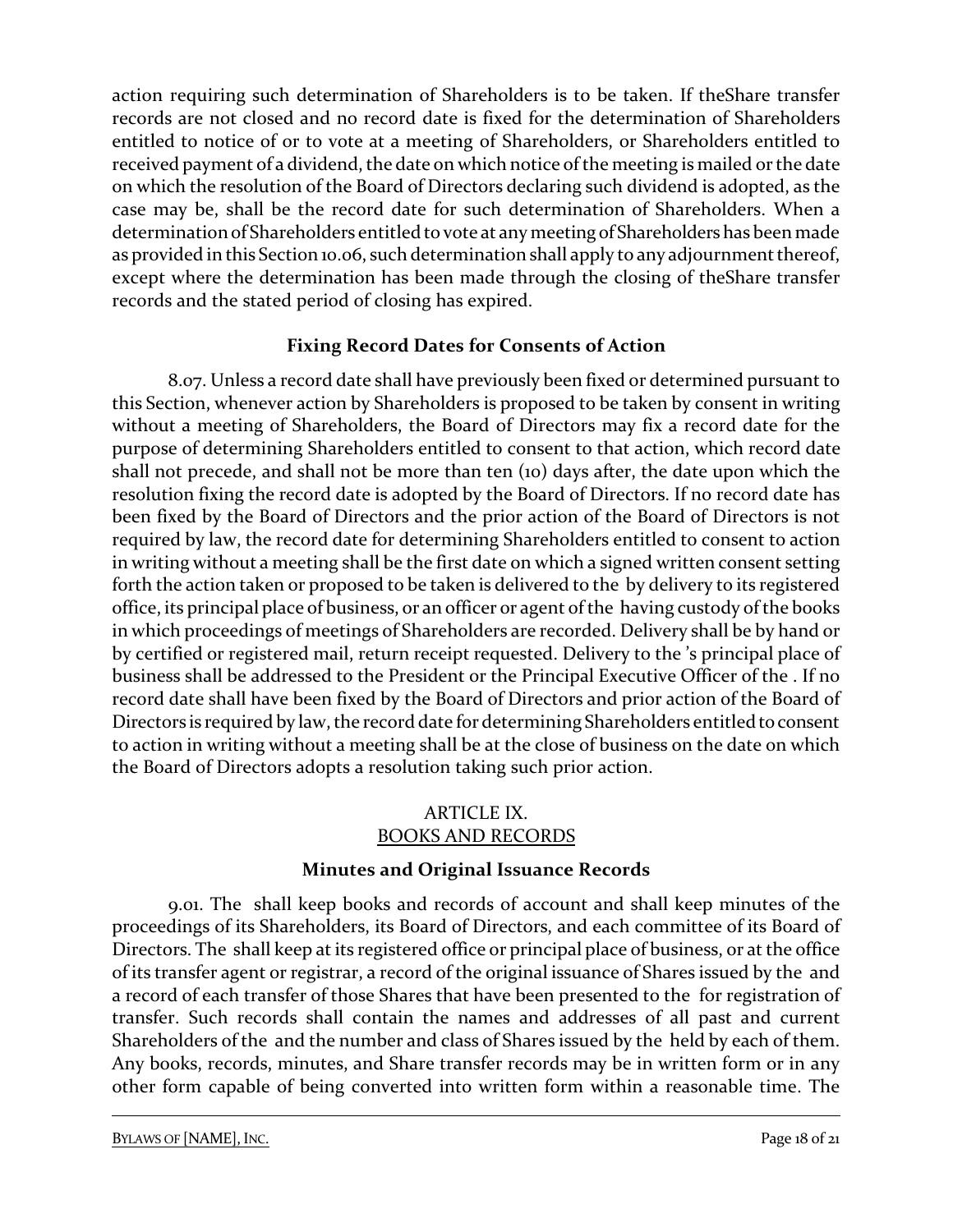action requiring such determination of Shareholders is to be taken. If theShare transfer records are not closed and no record date is fixed for the determination of Shareholders entitled to notice of or to vote at a meeting of Shareholders, or Shareholders entitled to received payment of a dividend, the date on which notice of the meeting is mailed or the date on which the resolution of the Board of Directors declaring such dividend is adopted, as the case may be, shall be the record date for such determination of Shareholders. When a determination of Shareholders entitled to vote at any meeting of Shareholders has been made as provided in this Section 10.06, such determination shall apply to any adjournment thereof, except where the determination has been made through the closing of theShare transfer records and the stated period of closing has expired.

### Fixing Record Dates for Consents of Action

8.07. Unless a record date shall have previously been fixed or determined pursuant to this Section, whenever action by Shareholders is proposed to be taken by consent in writing without a meeting of Shareholders, the Board of Directors may fix a record date for the purpose of determining Shareholders entitled to consent to that action, which record date shall not precede, and shall not be more than ten (10) days after, the date upon which the resolution fixing the record date is adopted by the Board of Directors. If no record date has been fixed by the Board of Directors and the prior action of the Board of Directors is not required by law, the record date for determining Shareholders entitled to consent to action in writing without a meeting shall be the first date on which a signed written consent setting forth the action taken or proposed to be taken is delivered to the  by delivery to its registered office, its principal place of business, or an officer or agent of the  having custody of the books in which proceedings of meetings of Shareholders are recorded. Delivery shall be by hand or by certified or registered mail, return receipt requested. Delivery to the 's principal place of business shall be addressed to the President or the Principal Executive Officer of the . If no record date shall have been fixed by the Board of Directors and prior action of the Board of Directors is required by law, the record date for determining Shareholders entitled to consent to action in writing without a meeting shall be at the close of business on the date on which the Board of Directors adopts a resolution taking such prior action.

## ARTICLE IX.
## BOOKS AND RECORDS

### Minutes and Original Issuance Records

9.01. The  shall keep books and records of account and shall keep minutes of the proceedings of its Shareholders, its Board of Directors, and each committee of its Board of Directors. The  shall keep at its registered office or principal place of business, or at the office of its transfer agent or registrar, a record of the original issuance of Shares issued by the  and a record of each transfer of those Shares that have been presented to the  for registration of transfer. Such records shall contain the names and addresses of all past and current Shareholders of the  and the number and class of Shares issued by the  held by each of them. Any books, records, minutes, and Share transfer records may be in written form or in any other form capable of being converted into written form within a reasonable time. The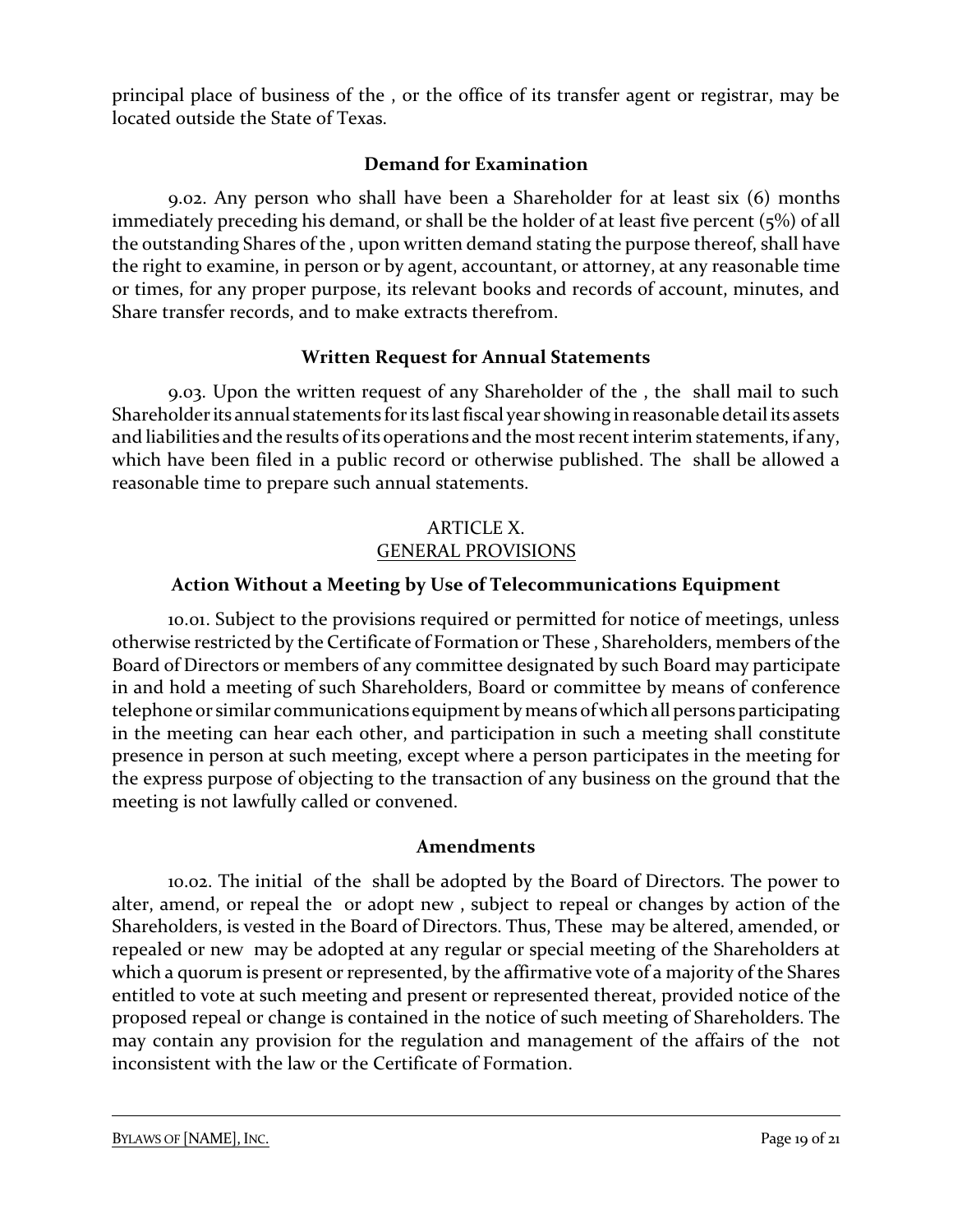principal place of business of the , or the office of its transfer agent or registrar, may be located outside the State of Texas.

**Demand for Examination**

9.02. Any person who shall have been a Shareholder for at least six (6) months immediately preceding his demand, or shall be the holder of at least five percent (5%) of all the outstanding Shares of the , upon written demand stating the purpose thereof, shall have the right to examine, in person or by agent, accountant, or attorney, at any reasonable time or times, for any proper purpose, its relevant books and records of account, minutes, and Share transfer records, and to make extracts therefrom.

**Written Request for Annual Statements**

9.03. Upon the written request of any Shareholder of the , the shall mail to such Shareholder its annual statements for its last fiscal year showing in reasonable detail its assets and liabilities and the results of its operations and the most recent interim statements, if any, which have been filed in a public record or otherwise published. The shall be allowed a reasonable time to prepare such annual statements.

## ARTICLE X.
## GENERAL PROVISIONS

**Action Without a Meeting by Use of Telecommunications Equipment**

10.01. Subject to the provisions required or permitted for notice of meetings, unless otherwise restricted by the Certificate of Formation or These , Shareholders, members of the Board of Directors or members of any committee designated by such Board may participate in and hold a meeting of such Shareholders, Board or committee by means of conference telephone or similar communications equipment by means of which all persons participating in the meeting can hear each other, and participation in such a meeting shall constitute presence in person at such meeting, except where a person participates in the meeting for the express purpose of objecting to the transaction of any business on the ground that the meeting is not lawfully called or convened.

**Amendments**

10.02. The initial of the shall be adopted by the Board of Directors. The power to alter, amend, or repeal the or adopt new , subject to repeal or changes by action of the Shareholders, is vested in the Board of Directors. Thus, These may be altered, amended, or repealed or new may be adopted at any regular or special meeting of the Shareholders at which a quorum is present or represented, by the affirmative vote of a majority of the Shares entitled to vote at such meeting and present or represented thereat, provided notice of the proposed repeal or change is contained in the notice of such meeting of Shareholders. The may contain any provision for the regulation and management of the affairs of the not inconsistent with the law or the Certificate of Formation.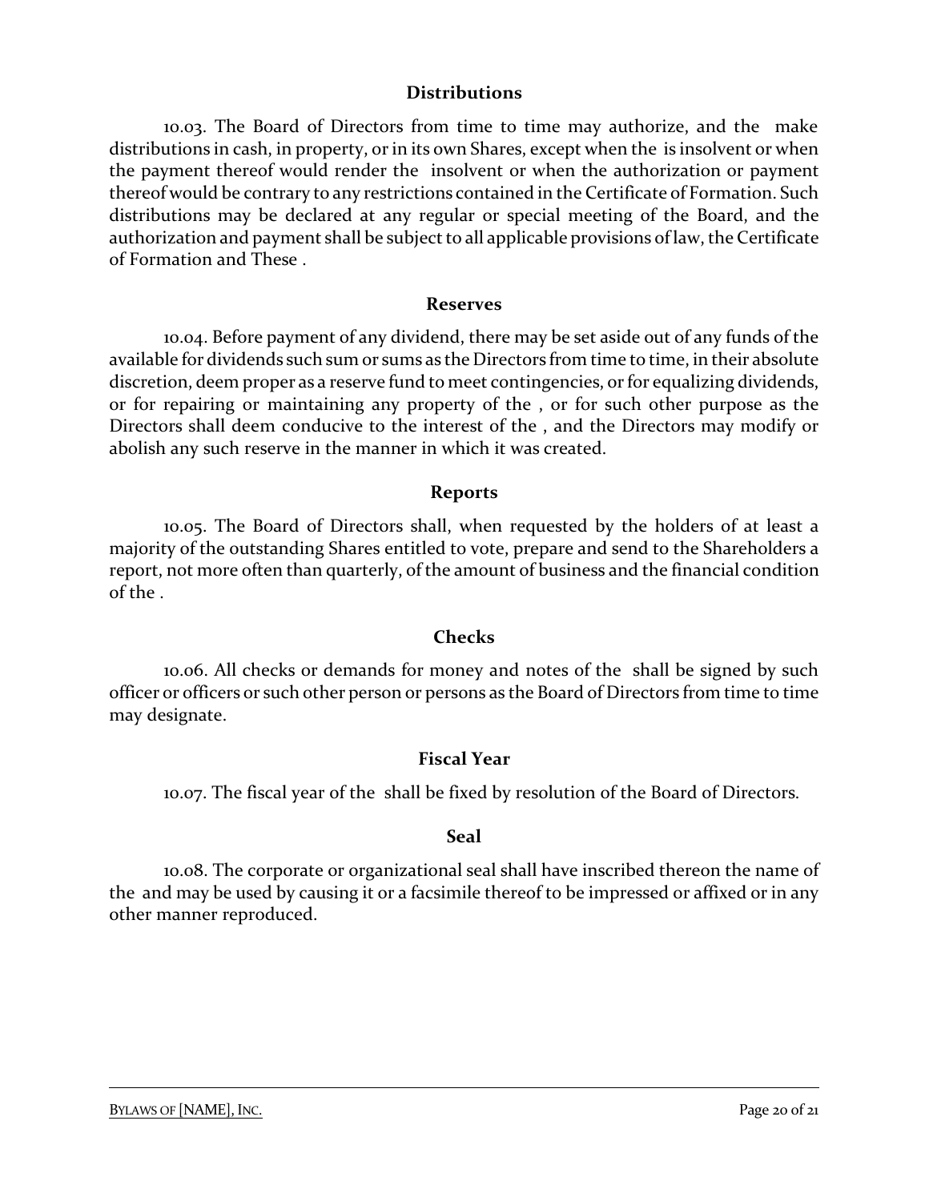## Distributions

10.03. The Board of Directors from time to time may authorize, and the make distributions in cash, in property, or in its own Shares, except when the is insolvent or when the payment thereof would render the insolvent or when the authorization or payment thereof would be contrary to any restrictions contained in the Certificate of Formation. Such distributions may be declared at any regular or special meeting of the Board, and the authorization and payment shall be subject to all applicable provisions of law, the Certificate of Formation and These .

## Reserves

10.04. Before payment of any dividend, there may be set aside out of any funds of the available for dividends such sum or sums as the Directors from time to time, in their absolute discretion, deem proper as a reserve fund to meet contingencies, or for equalizing dividends, or for repairing or maintaining any property of the , or for such other purpose as the Directors shall deem conducive to the interest of the , and the Directors may modify or abolish any such reserve in the manner in which it was created.

## Reports

10.05. The Board of Directors shall, when requested by the holders of at least a majority of the outstanding Shares entitled to vote, prepare and send to the Shareholders a report, not more often than quarterly, of the amount of business and the financial condition of the .

## Checks

10.06. All checks or demands for money and notes of the shall be signed by such officer or officers or such other person or persons as the Board of Directors from time to time may designate.

## Fiscal Year

10.07. The fiscal year of the shall be fixed by resolution of the Board of Directors.

## Seal

10.08. The corporate or organizational seal shall have inscribed thereon the name of the and may be used by causing it or a facsimile thereof to be impressed or affixed or in any other manner reproduced.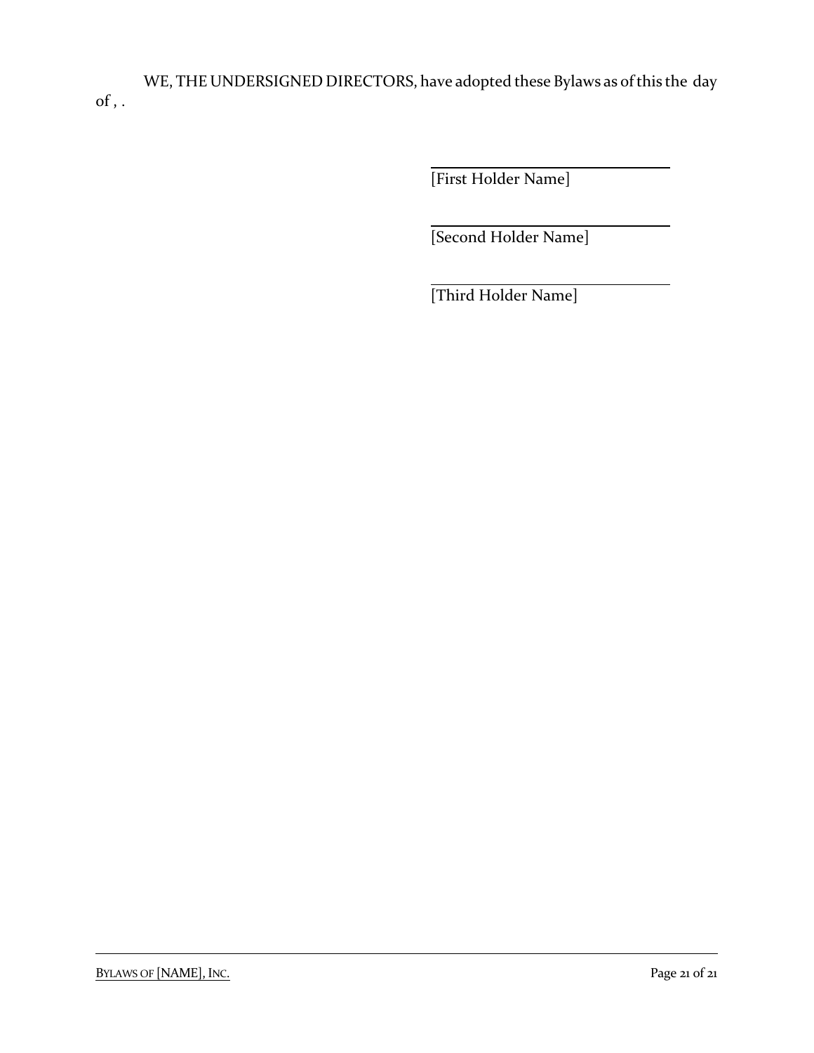WE, THE UNDERSIGNED DIRECTORS, have adopted these Bylaws as of this the day of , .

______________________________
[First Holder Name]

______________________________
[Second Holder Name]

______________________________
[Third Holder Name]